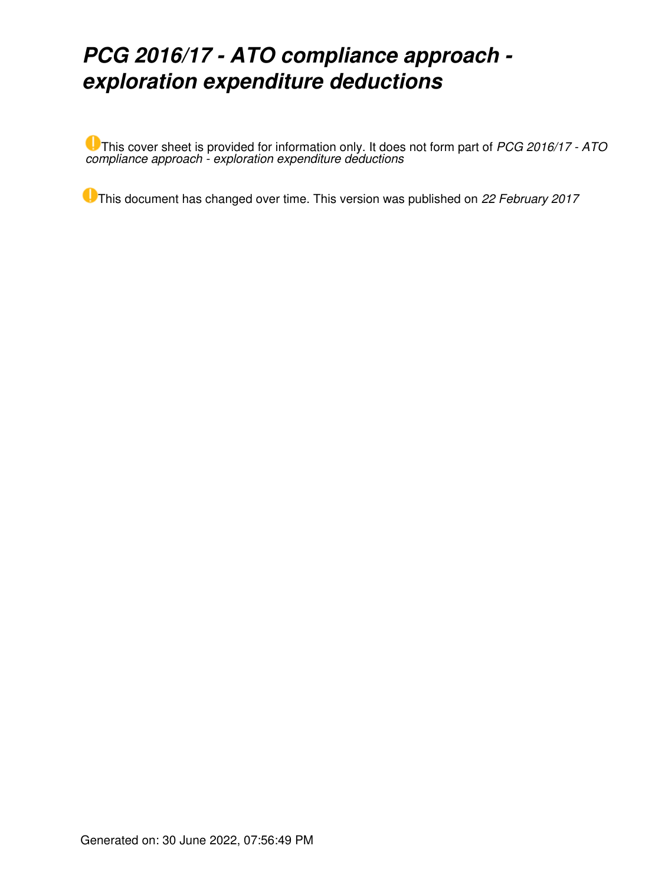# *PCG 2016/17 - ATO compliance approach - exploration expenditure deductions*

This cover sheet is provided for information only. It does not form part of *PCG 2016/17 - ATO compliance approach - exploration expenditure deductions*

This document has changed over time. This version was published on *22 February 2017*

Generated on: 30 June 2022, 07:56:49 PM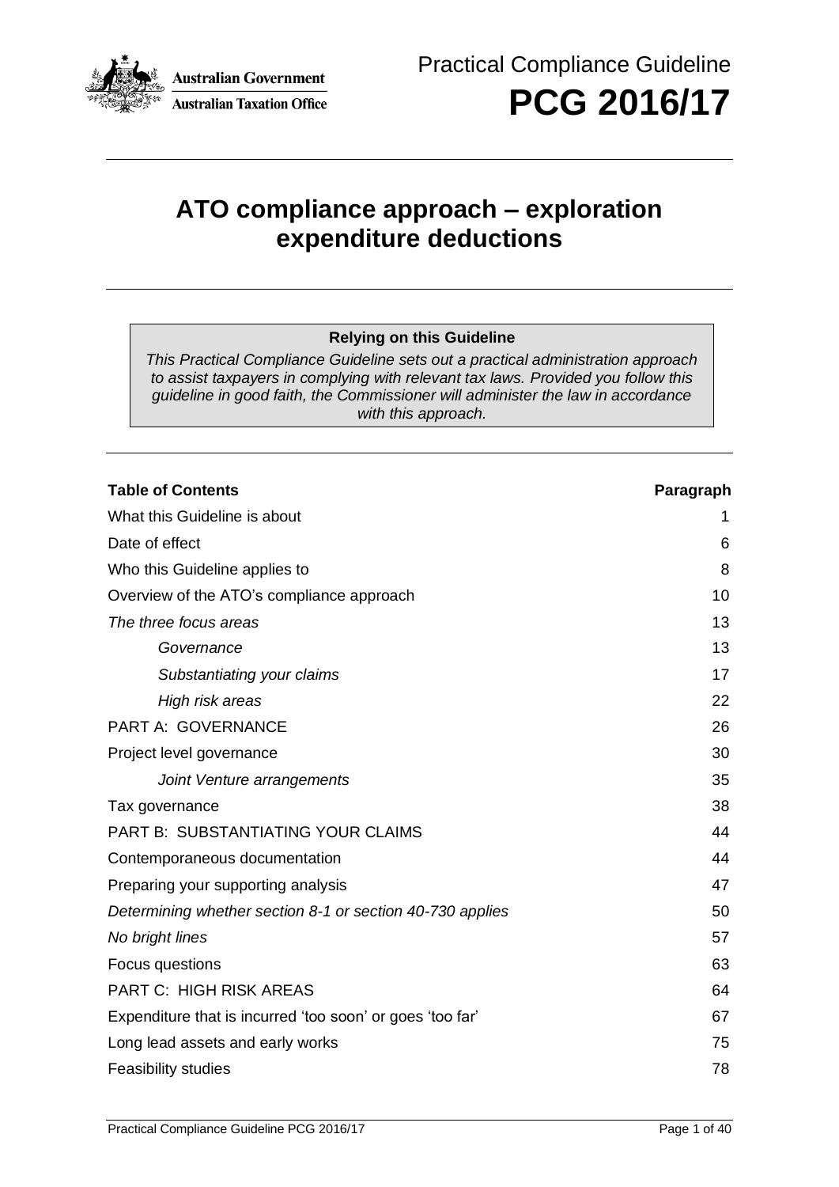Practical Compliance Guideline

# PCG 2016/17

## ATO compliance approach – exploration expenditure deductions

**Relying on this Guideline**

*This Practical Compliance Guideline sets out a practical administration approach to assist taxpayers in complying with relevant tax laws. Provided you follow this guideline in good faith, the Commissioner will administer the law in accordance with this approach.*

| **Table of Contents** | **Paragraph** |
|---|---|
| What this Guideline is about | 1 |
| Date of effect | 6 |
| Who this Guideline applies to | 8 |
| Overview of the ATO's compliance approach | 10 |
| *The three focus areas* | 13 |
| *Governance* | 13 |
| *Substantiating your claims* | 17 |
| *High risk areas* | 22 |
| PART A: GOVERNANCE | 26 |
| Project level governance | 30 |
| *Joint Venture arrangements* | 35 |
| Tax governance | 38 |
| PART B: SUBSTANTIATING YOUR CLAIMS | 44 |
| Contemporaneous documentation | 44 |
| Preparing your supporting analysis | 47 |
| *Determining whether section 8-1 or section 40-730 applies* | 50 |
| *No bright lines* | 57 |
| Focus questions | 63 |
| PART C: HIGH RISK AREAS | 64 |
| Expenditure that is incurred 'too soon' or goes 'too far' | 67 |
| Long lead assets and early works | 75 |
| Feasibility studies | 78 |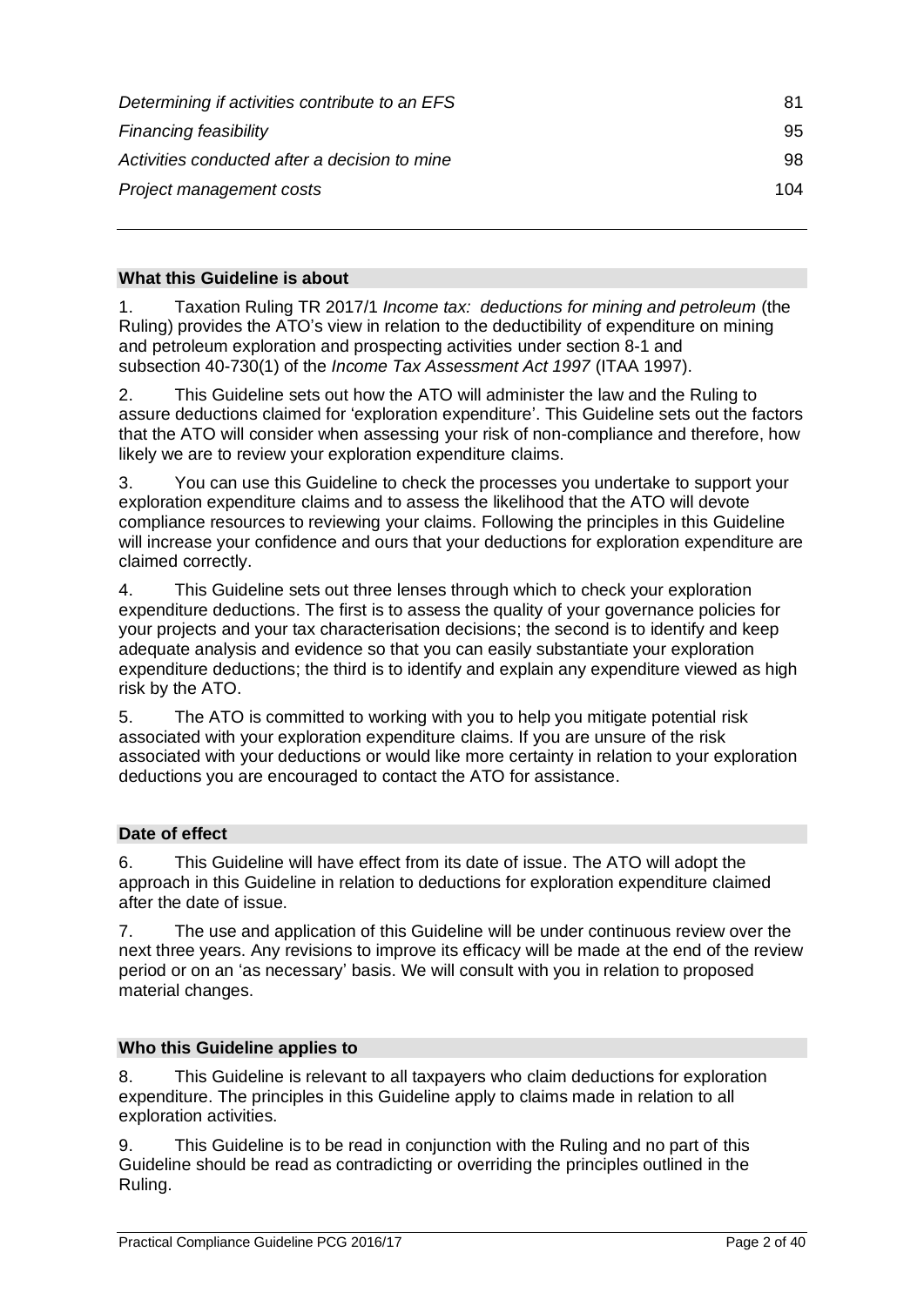| | |
|---|---|
| *Determining if activities contribute to an EFS* | 81 |
| *Financing feasibility* | 95 |
| *Activities conducted after a decision to mine* | 98 |
| *Project management costs* | 104 |

## What this Guideline is about

1. Taxation Ruling TR 2017/1 *Income tax: deductions for mining and petroleum* (the Ruling) provides the ATO's view in relation to the deductibility of expenditure on mining and petroleum exploration and prospecting activities under section 8-1 and subsection 40-730(1) of the *Income Tax Assessment Act 1997* (ITAA 1997).

2. This Guideline sets out how the ATO will administer the law and the Ruling to assure deductions claimed for 'exploration expenditure'. This Guideline sets out the factors that the ATO will consider when assessing your risk of non-compliance and therefore, how likely we are to review your exploration expenditure claims.

3. You can use this Guideline to check the processes you undertake to support your exploration expenditure claims and to assess the likelihood that the ATO will devote compliance resources to reviewing your claims. Following the principles in this Guideline will increase your confidence and ours that your deductions for exploration expenditure are claimed correctly.

4. This Guideline sets out three lenses through which to check your exploration expenditure deductions. The first is to assess the quality of your governance policies for your projects and your tax characterisation decisions; the second is to identify and keep adequate analysis and evidence so that you can easily substantiate your exploration expenditure deductions; the third is to identify and explain any expenditure viewed as high risk by the ATO.

5. The ATO is committed to working with you to help you mitigate potential risk associated with your exploration expenditure claims. If you are unsure of the risk associated with your deductions or would like more certainty in relation to your exploration deductions you are encouraged to contact the ATO for assistance.

## Date of effect

6. This Guideline will have effect from its date of issue. The ATO will adopt the approach in this Guideline in relation to deductions for exploration expenditure claimed after the date of issue.

7. The use and application of this Guideline will be under continuous review over the next three years. Any revisions to improve its efficacy will be made at the end of the review period or on an 'as necessary' basis. We will consult with you in relation to proposed material changes.

## Who this Guideline applies to

8. This Guideline is relevant to all taxpayers who claim deductions for exploration expenditure. The principles in this Guideline apply to claims made in relation to all exploration activities.

9. This Guideline is to be read in conjunction with the Ruling and no part of this Guideline should be read as contradicting or overriding the principles outlined in the Ruling.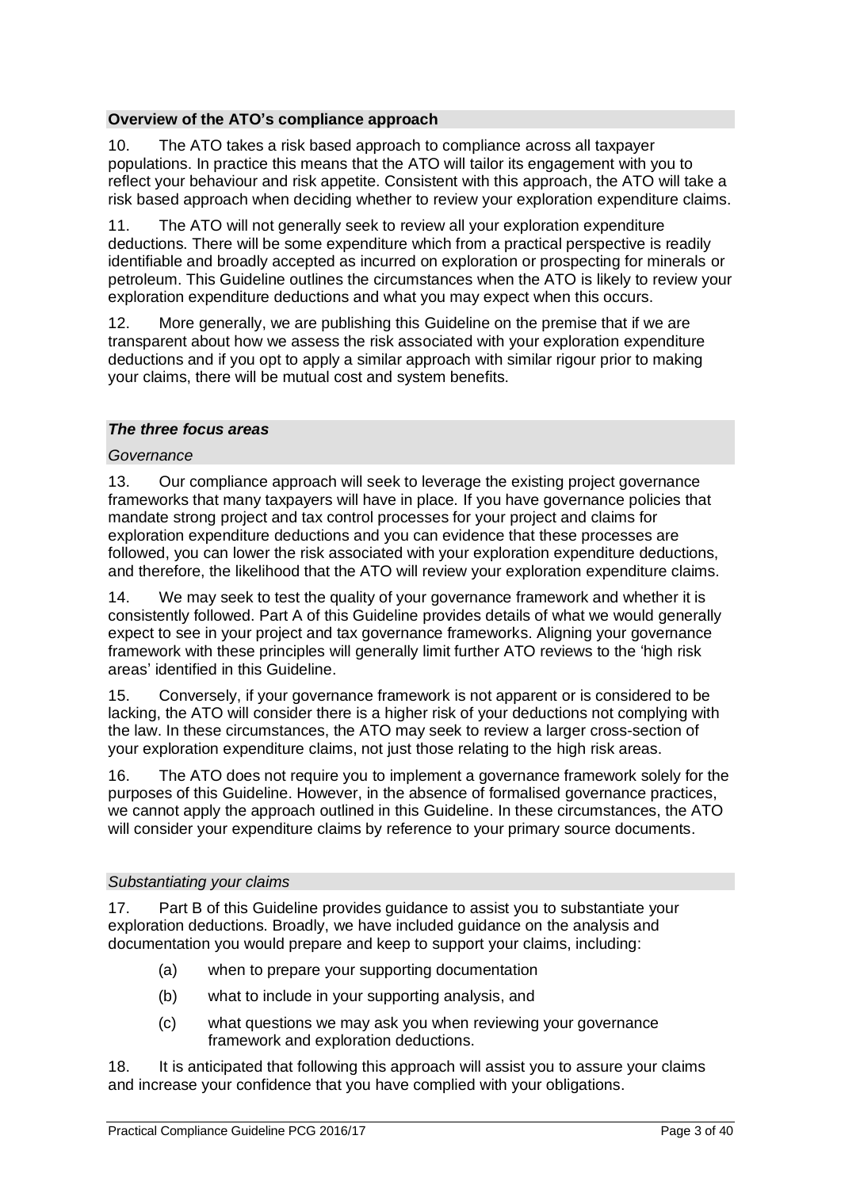## Overview of the ATO's compliance approach

10. The ATO takes a risk based approach to compliance across all taxpayer populations. In practice this means that the ATO will tailor its engagement with you to reflect your behaviour and risk appetite. Consistent with this approach, the ATO will take a risk based approach when deciding whether to review your exploration expenditure claims.

11. The ATO will not generally seek to review all your exploration expenditure deductions. There will be some expenditure which from a practical perspective is readily identifiable and broadly accepted as incurred on exploration or prospecting for minerals or petroleum. This Guideline outlines the circumstances when the ATO is likely to review your exploration expenditure deductions and what you may expect when this occurs.

12. More generally, we are publishing this Guideline on the premise that if we are transparent about how we assess the risk associated with your exploration expenditure deductions and if you opt to apply a similar approach with similar rigour prior to making your claims, there will be mutual cost and system benefits.

### *The three focus areas*

#### *Governance*

13. Our compliance approach will seek to leverage the existing project governance frameworks that many taxpayers will have in place. If you have governance policies that mandate strong project and tax control processes for your project and claims for exploration expenditure deductions and you can evidence that these processes are followed, you can lower the risk associated with your exploration expenditure deductions, and therefore, the likelihood that the ATO will review your exploration expenditure claims.

14. We may seek to test the quality of your governance framework and whether it is consistently followed. Part A of this Guideline provides details of what we would generally expect to see in your project and tax governance frameworks. Aligning your governance framework with these principles will generally limit further ATO reviews to the 'high risk areas' identified in this Guideline.

15. Conversely, if your governance framework is not apparent or is considered to be lacking, the ATO will consider there is a higher risk of your deductions not complying with the law. In these circumstances, the ATO may seek to review a larger cross-section of your exploration expenditure claims, not just those relating to the high risk areas.

16. The ATO does not require you to implement a governance framework solely for the purposes of this Guideline. However, in the absence of formalised governance practices, we cannot apply the approach outlined in this Guideline. In these circumstances, the ATO will consider your expenditure claims by reference to your primary source documents.

#### *Substantiating your claims*

17. Part B of this Guideline provides guidance to assist you to substantiate your exploration deductions. Broadly, we have included guidance on the analysis and documentation you would prepare and keep to support your claims, including:

- (a) when to prepare your supporting documentation
- (b) what to include in your supporting analysis, and
- (c) what questions we may ask you when reviewing your governance framework and exploration deductions.

18. It is anticipated that following this approach will assist you to assure your claims and increase your confidence that you have complied with your obligations.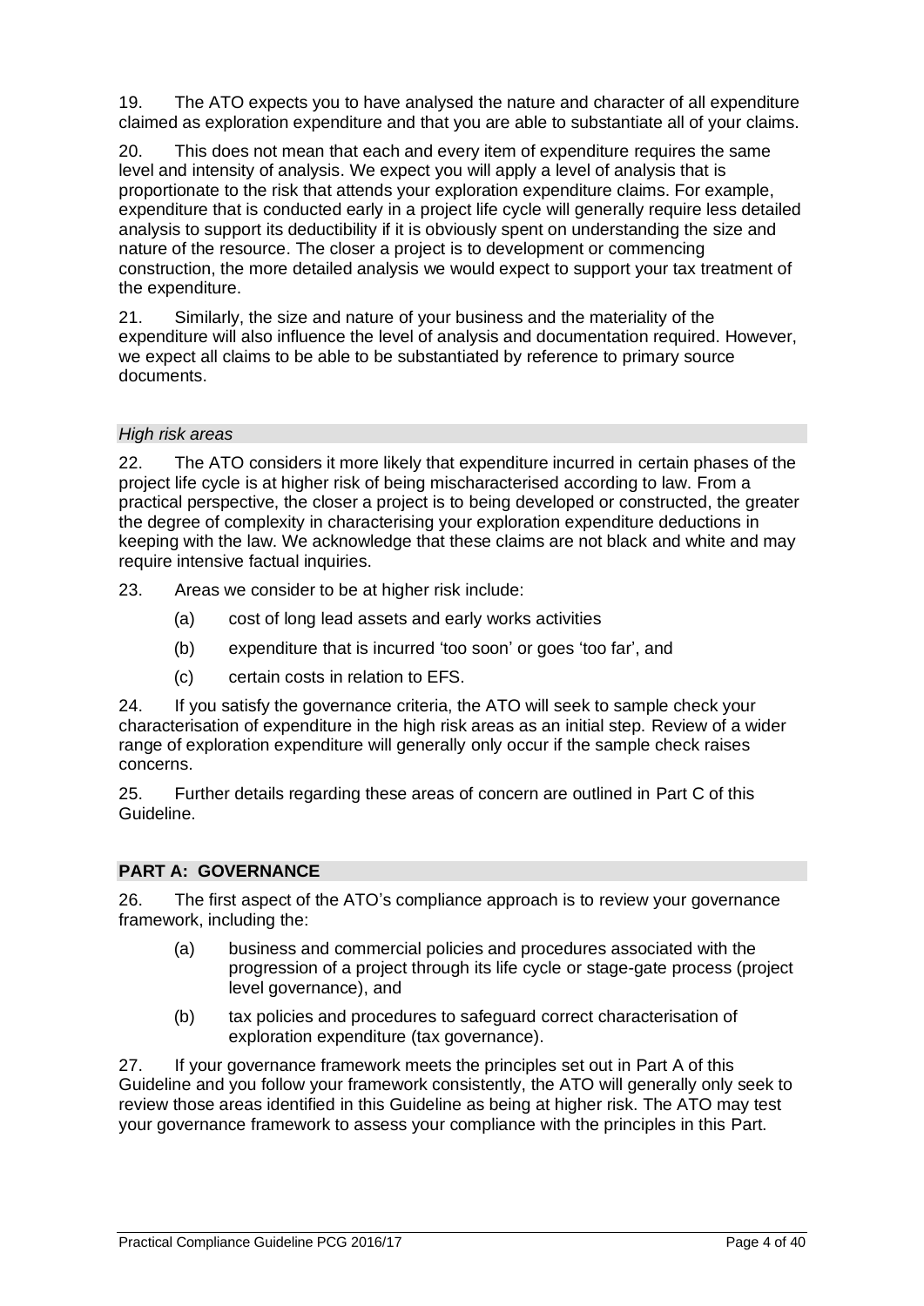19. The ATO expects you to have analysed the nature and character of all expenditure claimed as exploration expenditure and that you are able to substantiate all of your claims.

20. This does not mean that each and every item of expenditure requires the same level and intensity of analysis. We expect you will apply a level of analysis that is proportionate to the risk that attends your exploration expenditure claims. For example, expenditure that is conducted early in a project life cycle will generally require less detailed analysis to support its deductibility if it is obviously spent on understanding the size and nature of the resource. The closer a project is to development or commencing construction, the more detailed analysis we would expect to support your tax treatment of the expenditure.

21. Similarly, the size and nature of your business and the materiality of the expenditure will also influence the level of analysis and documentation required. However, we expect all claims to be able to be substantiated by reference to primary source documents.

### *High risk areas*

22. The ATO considers it more likely that expenditure incurred in certain phases of the project life cycle is at higher risk of being mischaracterised according to law. From a practical perspective, the closer a project is to being developed or constructed, the greater the degree of complexity in characterising your exploration expenditure deductions in keeping with the law. We acknowledge that these claims are not black and white and may require intensive factual inquiries.

23. Areas we consider to be at higher risk include:

- (a) cost of long lead assets and early works activities
- (b) expenditure that is incurred 'too soon' or goes 'too far', and
- (c) certain costs in relation to EFS.

24. If you satisfy the governance criteria, the ATO will seek to sample check your characterisation of expenditure in the high risk areas as an initial step. Review of a wider range of exploration expenditure will generally only occur if the sample check raises concerns.

25. Further details regarding these areas of concern are outlined in Part C of this Guideline.

## PART A: GOVERNANCE

26. The first aspect of the ATO's compliance approach is to review your governance framework, including the:

- (a) business and commercial policies and procedures associated with the progression of a project through its life cycle or stage-gate process (project level governance), and
- (b) tax policies and procedures to safeguard correct characterisation of exploration expenditure (tax governance).

27. If your governance framework meets the principles set out in Part A of this Guideline and you follow your framework consistently, the ATO will generally only seek to review those areas identified in this Guideline as being at higher risk. The ATO may test your governance framework to assess your compliance with the principles in this Part.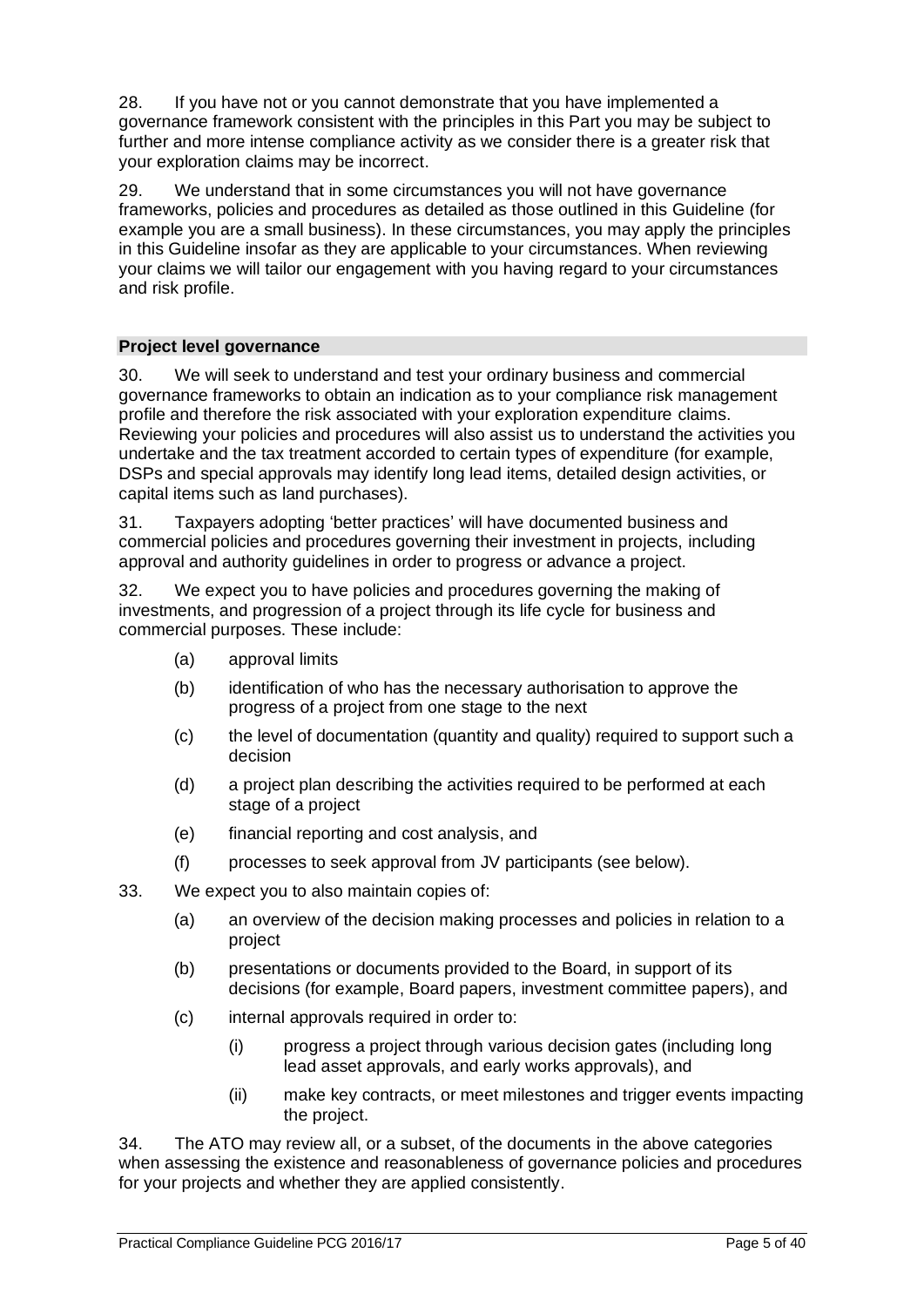28. If you have not or you cannot demonstrate that you have implemented a governance framework consistent with the principles in this Part you may be subject to further and more intense compliance activity as we consider there is a greater risk that your exploration claims may be incorrect.

29. We understand that in some circumstances you will not have governance frameworks, policies and procedures as detailed as those outlined in this Guideline (for example you are a small business). In these circumstances, you may apply the principles in this Guideline insofar as they are applicable to your circumstances. When reviewing your claims we will tailor our engagement with you having regard to your circumstances and risk profile.

### Project level governance

30. We will seek to understand and test your ordinary business and commercial governance frameworks to obtain an indication as to your compliance risk management profile and therefore the risk associated with your exploration expenditure claims. Reviewing your policies and procedures will also assist us to understand the activities you undertake and the tax treatment accorded to certain types of expenditure (for example, DSPs and special approvals may identify long lead items, detailed design activities, or capital items such as land purchases).

31. Taxpayers adopting 'better practices' will have documented business and commercial policies and procedures governing their investment in projects, including approval and authority guidelines in order to progress or advance a project.

32. We expect you to have policies and procedures governing the making of investments, and progression of a project through its life cycle for business and commercial purposes. These include:

- (a) approval limits
- (b) identification of who has the necessary authorisation to approve the progress of a project from one stage to the next
- (c) the level of documentation (quantity and quality) required to support such a decision
- (d) a project plan describing the activities required to be performed at each stage of a project
- (e) financial reporting and cost analysis, and
- (f) processes to seek approval from JV participants (see below).

33. We expect you to also maintain copies of:

- (a) an overview of the decision making processes and policies in relation to a project
- (b) presentations or documents provided to the Board, in support of its decisions (for example, Board papers, investment committee papers), and
- (c) internal approvals required in order to:
  - (i) progress a project through various decision gates (including long lead asset approvals, and early works approvals), and
  - (ii) make key contracts, or meet milestones and trigger events impacting the project.

34. The ATO may review all, or a subset, of the documents in the above categories when assessing the existence and reasonableness of governance policies and procedures for your projects and whether they are applied consistently.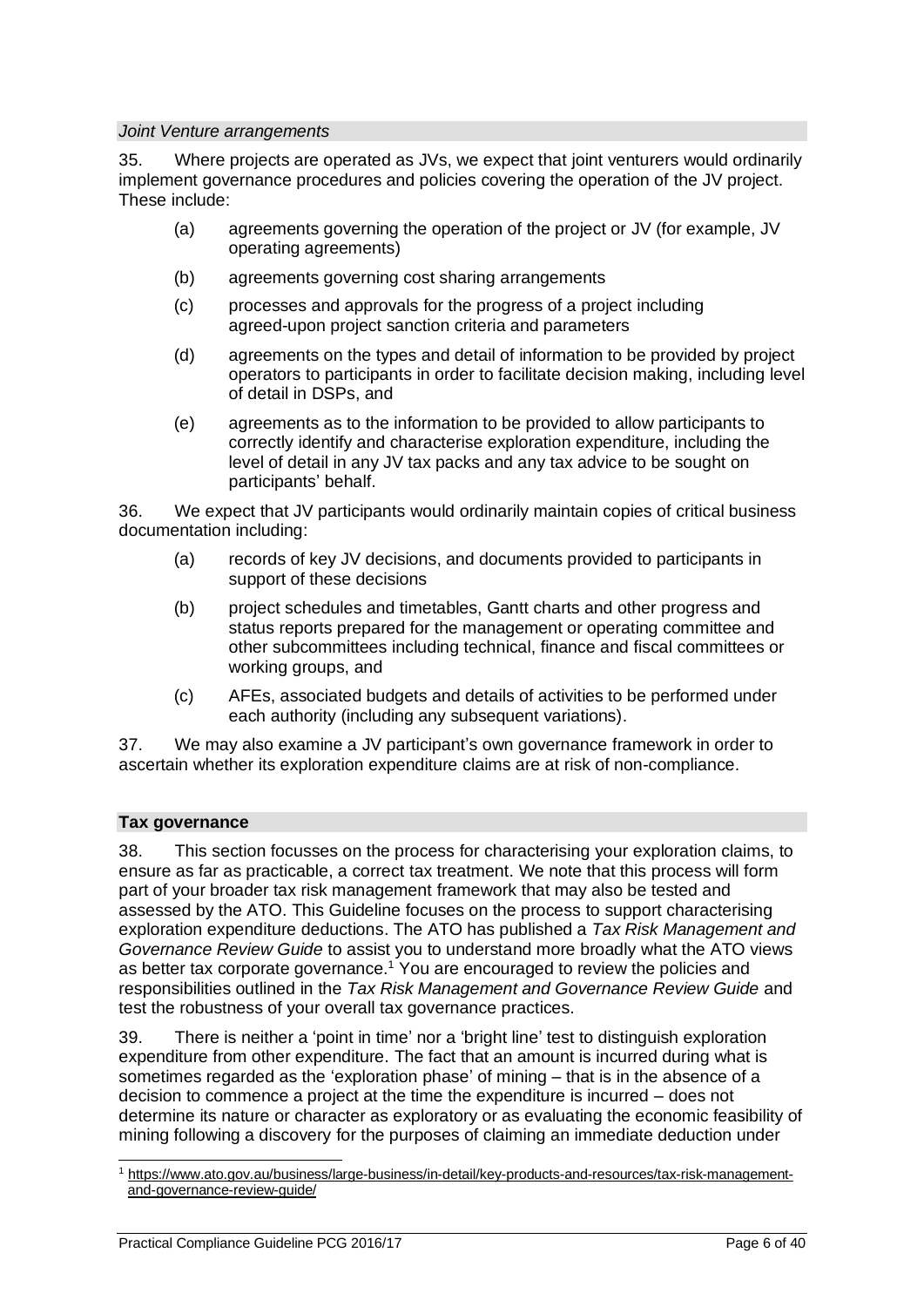*Joint Venture arrangements*

35. Where projects are operated as JVs, we expect that joint venturers would ordinarily implement governance procedures and policies covering the operation of the JV project. These include:

(a) agreements governing the operation of the project or JV (for example, JV operating agreements)

(b) agreements governing cost sharing arrangements

(c) processes and approvals for the progress of a project including agreed-upon project sanction criteria and parameters

(d) agreements on the types and detail of information to be provided by project operators to participants in order to facilitate decision making, including level of detail in DSPs, and

(e) agreements as to the information to be provided to allow participants to correctly identify and characterise exploration expenditure, including the level of detail in any JV tax packs and any tax advice to be sought on participants' behalf.

36. We expect that JV participants would ordinarily maintain copies of critical business documentation including:

(a) records of key JV decisions, and documents provided to participants in support of these decisions

(b) project schedules and timetables, Gantt charts and other progress and status reports prepared for the management or operating committee and other subcommittees including technical, finance and fiscal committees or working groups, and

(c) AFEs, associated budgets and details of activities to be performed under each authority (including any subsequent variations).

37. We may also examine a JV participant's own governance framework in order to ascertain whether its exploration expenditure claims are at risk of non-compliance.

**Tax governance**

38. This section focusses on the process for characterising your exploration claims, to ensure as far as practicable, a correct tax treatment. We note that this process will form part of your broader tax risk management framework that may also be tested and assessed by the ATO. This Guideline focuses on the process to support characterising exploration expenditure deductions. The ATO has published a *Tax Risk Management and Governance Review Guide* to assist you to understand more broadly what the ATO views as better tax corporate governance.[1] You are encouraged to review the policies and responsibilities outlined in the *Tax Risk Management and Governance Review Guide* and test the robustness of your overall tax governance practices.

39. There is neither a 'point in time' nor a 'bright line' test to distinguish exploration expenditure from other expenditure. The fact that an amount is incurred during what is sometimes regarded as the 'exploration phase' of mining – that is in the absence of a decision to commence a project at the time the expenditure is incurred – does not determine its nature or character as exploratory or as evaluating the economic feasibility of mining following a discovery for the purposes of claiming an immediate deduction under

---

[1] https://www.ato.gov.au/business/large-business/in-detail/key-products-and-resources/tax-risk-management-and-governance-review-guide/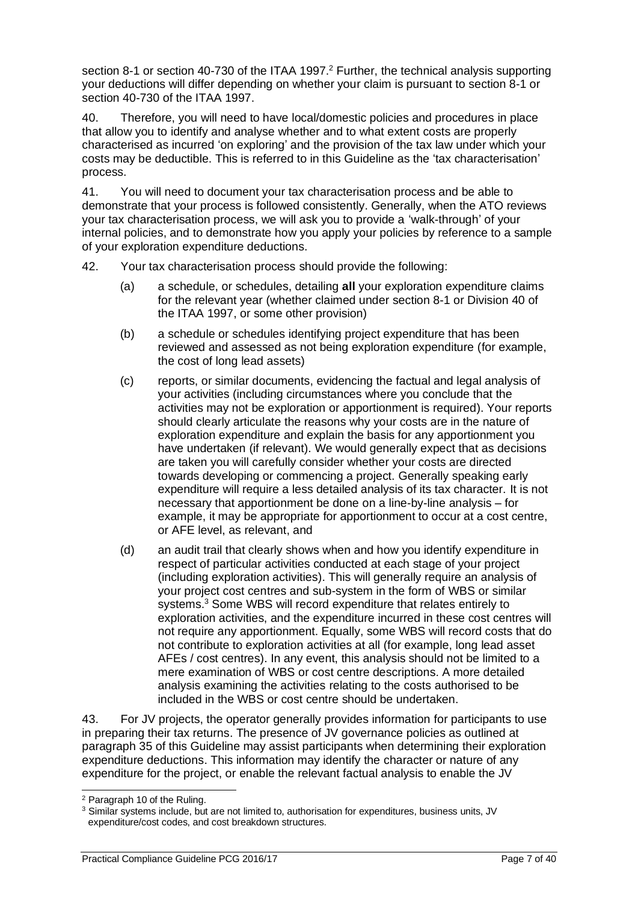section 8-1 or section 40-730 of the ITAA 1997.[2] Further, the technical analysis supporting your deductions will differ depending on whether your claim is pursuant to section 8-1 or section 40-730 of the ITAA 1997.

40. Therefore, you will need to have local/domestic policies and procedures in place that allow you to identify and analyse whether and to what extent costs are properly characterised as incurred 'on exploring' and the provision of the tax law under which your costs may be deductible. This is referred to in this Guideline as the 'tax characterisation' process.

41. You will need to document your tax characterisation process and be able to demonstrate that your process is followed consistently. Generally, when the ATO reviews your tax characterisation process, we will ask you to provide a 'walk-through' of your internal policies, and to demonstrate how you apply your policies by reference to a sample of your exploration expenditure deductions.

42. Your tax characterisation process should provide the following:

(a) a schedule, or schedules, detailing **all** your exploration expenditure claims for the relevant year (whether claimed under section 8-1 or Division 40 of the ITAA 1997, or some other provision)

(b) a schedule or schedules identifying project expenditure that has been reviewed and assessed as not being exploration expenditure (for example, the cost of long lead assets)

(c) reports, or similar documents, evidencing the factual and legal analysis of your activities (including circumstances where you conclude that the activities may not be exploration or apportionment is required). Your reports should clearly articulate the reasons why your costs are in the nature of exploration expenditure and explain the basis for any apportionment you have undertaken (if relevant). We would generally expect that as decisions are taken you will carefully consider whether your costs are directed towards developing or commencing a project. Generally speaking early expenditure will require a less detailed analysis of its tax character. It is not necessary that apportionment be done on a line-by-line analysis – for example, it may be appropriate for apportionment to occur at a cost centre, or AFE level, as relevant, and

(d) an audit trail that clearly shows when and how you identify expenditure in respect of particular activities conducted at each stage of your project (including exploration activities). This will generally require an analysis of your project cost centres and sub-system in the form of WBS or similar systems.[3] Some WBS will record expenditure that relates entirely to exploration activities, and the expenditure incurred in these cost centres will not require any apportionment. Equally, some WBS will record costs that do not contribute to exploration activities at all (for example, long lead asset AFEs / cost centres). In any event, this analysis should not be limited to a mere examination of WBS or cost centre descriptions. A more detailed analysis examining the activities relating to the costs authorised to be included in the WBS or cost centre should be undertaken.

43. For JV projects, the operator generally provides information for participants to use in preparing their tax returns. The presence of JV governance policies as outlined at paragraph 35 of this Guideline may assist participants when determining their exploration expenditure deductions. This information may identify the character or nature of any expenditure for the project, or enable the relevant factual analysis to enable the JV

---

[2] Paragraph 10 of the Ruling.

[3] Similar systems include, but are not limited to, authorisation for expenditures, business units, JV expenditure/cost codes, and cost breakdown structures.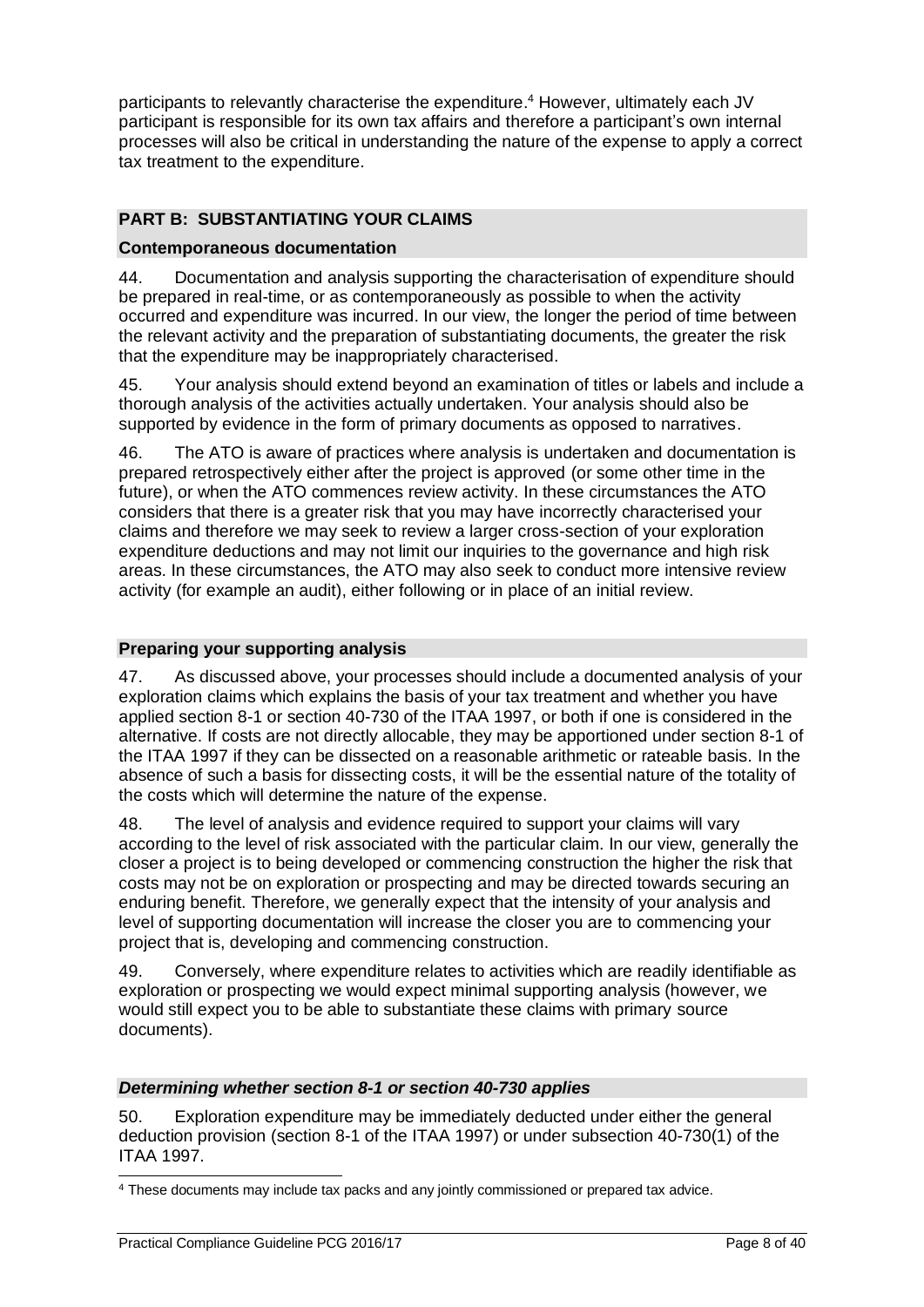participants to relevantly characterise the expenditure.[4] However, ultimately each JV participant is responsible for its own tax affairs and therefore a participant's own internal processes will also be critical in understanding the nature of the expense to apply a correct tax treatment to the expenditure.

## PART B: SUBSTANTIATING YOUR CLAIMS

### Contemporaneous documentation

44. Documentation and analysis supporting the characterisation of expenditure should be prepared in real-time, or as contemporaneously as possible to when the activity occurred and expenditure was incurred. In our view, the longer the period of time between the relevant activity and the preparation of substantiating documents, the greater the risk that the expenditure may be inappropriately characterised.

45. Your analysis should extend beyond an examination of titles or labels and include a thorough analysis of the activities actually undertaken. Your analysis should also be supported by evidence in the form of primary documents as opposed to narratives.

46. The ATO is aware of practices where analysis is undertaken and documentation is prepared retrospectively either after the project is approved (or some other time in the future), or when the ATO commences review activity. In these circumstances the ATO considers that there is a greater risk that you may have incorrectly characterised your claims and therefore we may seek to review a larger cross-section of your exploration expenditure deductions and may not limit our inquiries to the governance and high risk areas. In these circumstances, the ATO may also seek to conduct more intensive review activity (for example an audit), either following or in place of an initial review.

### Preparing your supporting analysis

47. As discussed above, your processes should include a documented analysis of your exploration claims which explains the basis of your tax treatment and whether you have applied section 8-1 or section 40-730 of the ITAA 1997, or both if one is considered in the alternative. If costs are not directly allocable, they may be apportioned under section 8-1 of the ITAA 1997 if they can be dissected on a reasonable arithmetic or rateable basis. In the absence of such a basis for dissecting costs, it will be the essential nature of the totality of the costs which will determine the nature of the expense.

48. The level of analysis and evidence required to support your claims will vary according to the level of risk associated with the particular claim. In our view, generally the closer a project is to being developed or commencing construction the higher the risk that costs may not be on exploration or prospecting and may be directed towards securing an enduring benefit. Therefore, we generally expect that the intensity of your analysis and level of supporting documentation will increase the closer you are to commencing your project that is, developing and commencing construction.

49. Conversely, where expenditure relates to activities which are readily identifiable as exploration or prospecting we would expect minimal supporting analysis (however, we would still expect you to be able to substantiate these claims with primary source documents).

#### *Determining whether section 8-1 or section 40-730 applies*

50. Exploration expenditure may be immediately deducted under either the general deduction provision (section 8-1 of the ITAA 1997) or under subsection 40-730(1) of the ITAA 1997.

---

[4] These documents may include tax packs and any jointly commissioned or prepared tax advice.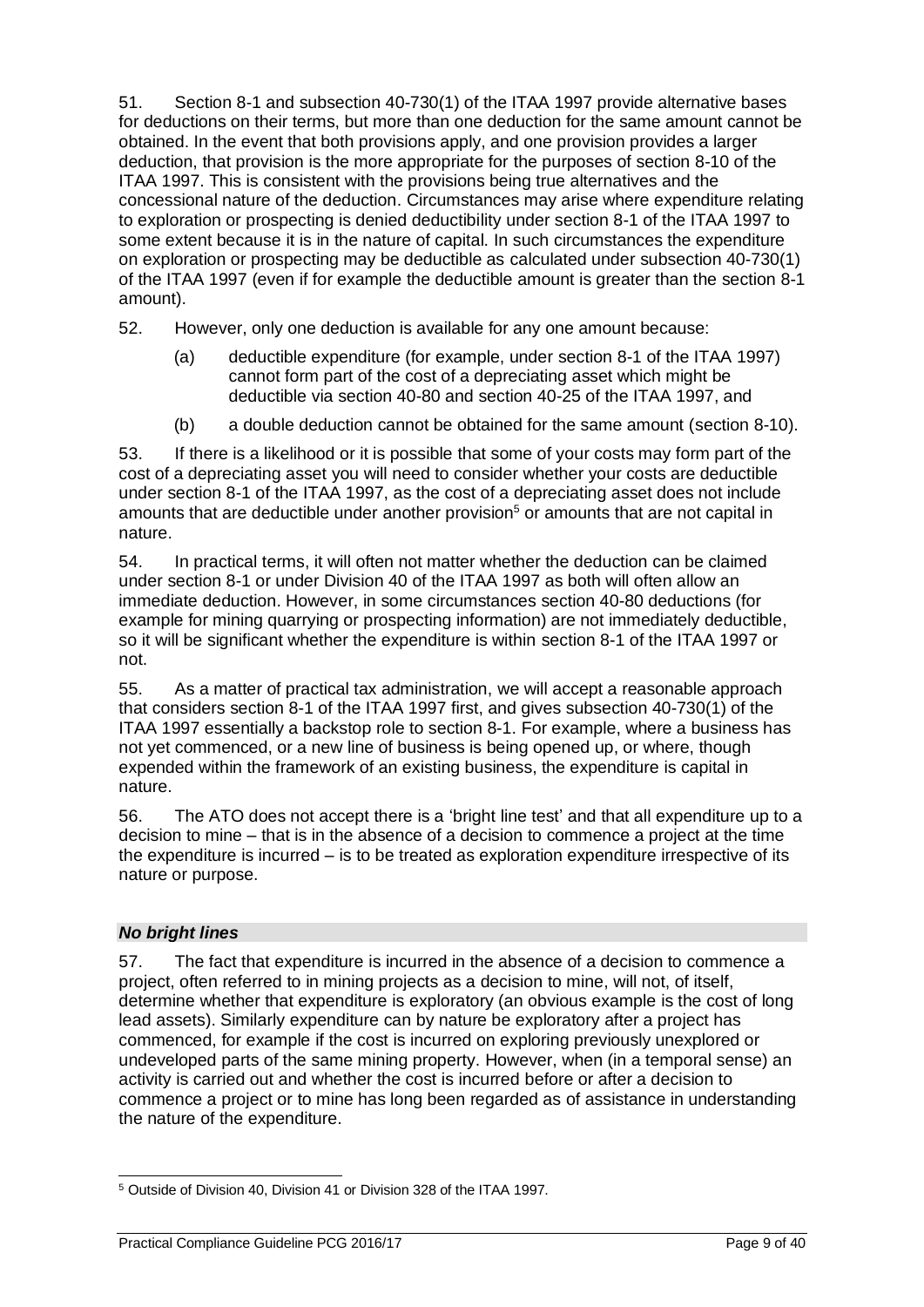51. Section 8-1 and subsection 40-730(1) of the ITAA 1997 provide alternative bases for deductions on their terms, but more than one deduction for the same amount cannot be obtained. In the event that both provisions apply, and one provision provides a larger deduction, that provision is the more appropriate for the purposes of section 8-10 of the ITAA 1997. This is consistent with the provisions being true alternatives and the concessional nature of the deduction. Circumstances may arise where expenditure relating to exploration or prospecting is denied deductibility under section 8-1 of the ITAA 1997 to some extent because it is in the nature of capital. In such circumstances the expenditure on exploration or prospecting may be deductible as calculated under subsection 40-730(1) of the ITAA 1997 (even if for example the deductible amount is greater than the section 8-1 amount).

52. However, only one deduction is available for any one amount because:

(a) deductible expenditure (for example, under section 8-1 of the ITAA 1997) cannot form part of the cost of a depreciating asset which might be deductible via section 40-80 and section 40-25 of the ITAA 1997, and

(b) a double deduction cannot be obtained for the same amount (section 8-10).

53. If there is a likelihood or it is possible that some of your costs may form part of the cost of a depreciating asset you will need to consider whether your costs are deductible under section 8-1 of the ITAA 1997, as the cost of a depreciating asset does not include amounts that are deductible under another provision[5] or amounts that are not capital in nature.

54. In practical terms, it will often not matter whether the deduction can be claimed under section 8-1 or under Division 40 of the ITAA 1997 as both will often allow an immediate deduction. However, in some circumstances section 40-80 deductions (for example for mining quarrying or prospecting information) are not immediately deductible, so it will be significant whether the expenditure is within section 8-1 of the ITAA 1997 or not.

55. As a matter of practical tax administration, we will accept a reasonable approach that considers section 8-1 of the ITAA 1997 first, and gives subsection 40-730(1) of the ITAA 1997 essentially a backstop role to section 8-1. For example, where a business has not yet commenced, or a new line of business is being opened up, or where, though expended within the framework of an existing business, the expenditure is capital in nature.

56. The ATO does not accept there is a 'bright line test' and that all expenditure up to a decision to mine – that is in the absence of a decision to commence a project at the time the expenditure is incurred – is to be treated as exploration expenditure irrespective of its nature or purpose.

### *No bright lines*

57. The fact that expenditure is incurred in the absence of a decision to commence a project, often referred to in mining projects as a decision to mine, will not, of itself, determine whether that expenditure is exploratory (an obvious example is the cost of long lead assets). Similarly expenditure can by nature be exploratory after a project has commenced, for example if the cost is incurred on exploring previously unexplored or undeveloped parts of the same mining property. However, when (in a temporal sense) an activity is carried out and whether the cost is incurred before or after a decision to commence a project or to mine has long been regarded as of assistance in understanding the nature of the expenditure.

---

[5] Outside of Division 40, Division 41 or Division 328 of the ITAA 1997.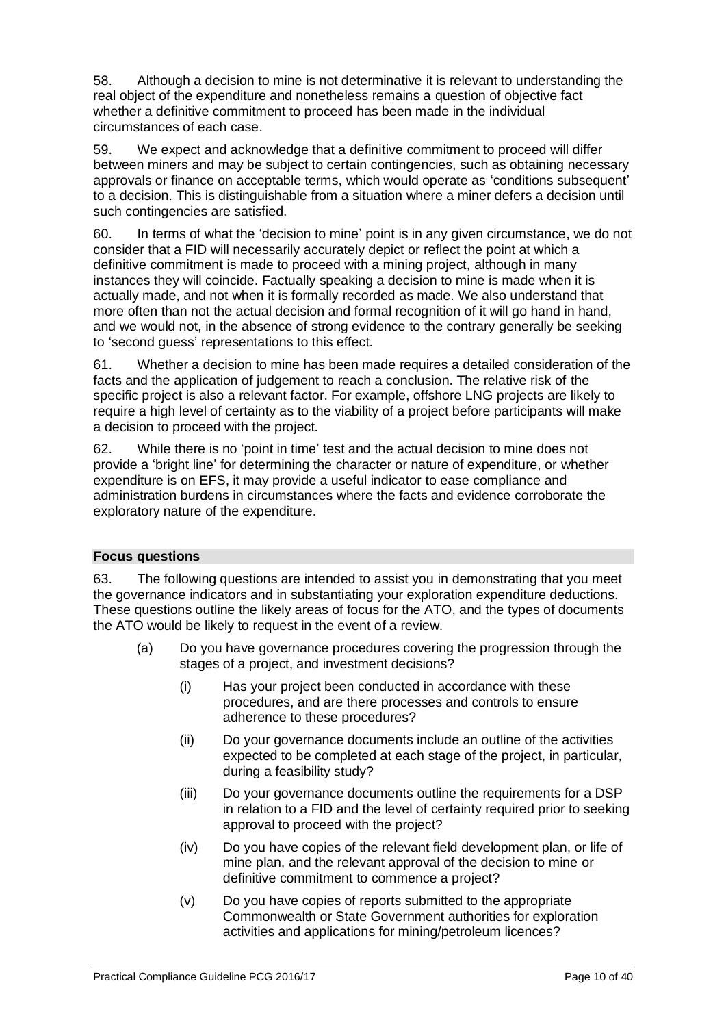58. Although a decision to mine is not determinative it is relevant to understanding the real object of the expenditure and nonetheless remains a question of objective fact whether a definitive commitment to proceed has been made in the individual circumstances of each case.

59. We expect and acknowledge that a definitive commitment to proceed will differ between miners and may be subject to certain contingencies, such as obtaining necessary approvals or finance on acceptable terms, which would operate as 'conditions subsequent' to a decision. This is distinguishable from a situation where a miner defers a decision until such contingencies are satisfied.

60. In terms of what the 'decision to mine' point is in any given circumstance, we do not consider that a FID will necessarily accurately depict or reflect the point at which a definitive commitment is made to proceed with a mining project, although in many instances they will coincide. Factually speaking a decision to mine is made when it is actually made, and not when it is formally recorded as made. We also understand that more often than not the actual decision and formal recognition of it will go hand in hand, and we would not, in the absence of strong evidence to the contrary generally be seeking to 'second guess' representations to this effect.

61. Whether a decision to mine has been made requires a detailed consideration of the facts and the application of judgement to reach a conclusion. The relative risk of the specific project is also a relevant factor. For example, offshore LNG projects are likely to require a high level of certainty as to the viability of a project before participants will make a decision to proceed with the project.

62. While there is no 'point in time' test and the actual decision to mine does not provide a 'bright line' for determining the character or nature of expenditure, or whether expenditure is on EFS, it may provide a useful indicator to ease compliance and administration burdens in circumstances where the facts and evidence corroborate the exploratory nature of the expenditure.

### Focus questions

63. The following questions are intended to assist you in demonstrating that you meet the governance indicators and in substantiating your exploration expenditure deductions. These questions outline the likely areas of focus for the ATO, and the types of documents the ATO would be likely to request in the event of a review.

- (a) Do you have governance procedures covering the progression through the stages of a project, and investment decisions?
  - (i) Has your project been conducted in accordance with these procedures, and are there processes and controls to ensure adherence to these procedures?
  - (ii) Do your governance documents include an outline of the activities expected to be completed at each stage of the project, in particular, during a feasibility study?
  - (iii) Do your governance documents outline the requirements for a DSP in relation to a FID and the level of certainty required prior to seeking approval to proceed with the project?
  - (iv) Do you have copies of the relevant field development plan, or life of mine plan, and the relevant approval of the decision to mine or definitive commitment to commence a project?
  - (v) Do you have copies of reports submitted to the appropriate Commonwealth or State Government authorities for exploration activities and applications for mining/petroleum licences?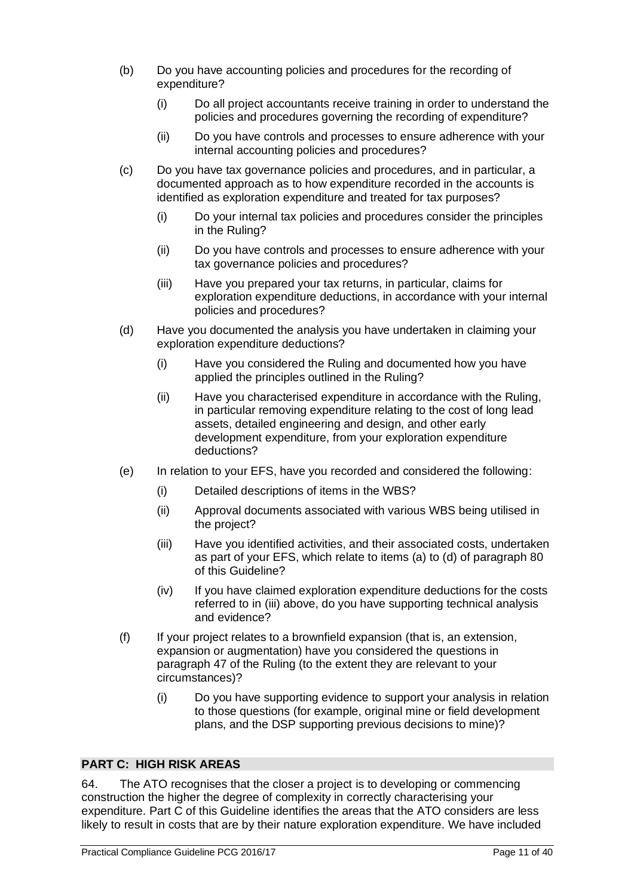(b) Do you have accounting policies and procedures for the recording of expenditure?

   (i) Do all project accountants receive training in order to understand the policies and procedures governing the recording of expenditure?

   (ii) Do you have controls and processes to ensure adherence with your internal accounting policies and procedures?

(c) Do you have tax governance policies and procedures, and in particular, a documented approach as to how expenditure recorded in the accounts is identified as exploration expenditure and treated for tax purposes?

   (i) Do your internal tax policies and procedures consider the principles in the Ruling?

   (ii) Do you have controls and processes to ensure adherence with your tax governance policies and procedures?

   (iii) Have you prepared your tax returns, in particular, claims for exploration expenditure deductions, in accordance with your internal policies and procedures?

(d) Have you documented the analysis you have undertaken in claiming your exploration expenditure deductions?

   (i) Have you considered the Ruling and documented how you have applied the principles outlined in the Ruling?

   (ii) Have you characterised expenditure in accordance with the Ruling, in particular removing expenditure relating to the cost of long lead assets, detailed engineering and design, and other early development expenditure, from your exploration expenditure deductions?

(e) In relation to your EFS, have you recorded and considered the following:

   (i) Detailed descriptions of items in the WBS?

   (ii) Approval documents associated with various WBS being utilised in the project?

   (iii) Have you identified activities, and their associated costs, undertaken as part of your EFS, which relate to items (a) to (d) of paragraph 80 of this Guideline?

   (iv) If you have claimed exploration expenditure deductions for the costs referred to in (iii) above, do you have supporting technical analysis and evidence?

(f) If your project relates to a brownfield expansion (that is, an extension, expansion or augmentation) have you considered the questions in paragraph 47 of the Ruling (to the extent they are relevant to your circumstances)?

   (i) Do you have supporting evidence to support your analysis in relation to those questions (for example, original mine or field development plans, and the DSP supporting previous decisions to mine)?

## PART C: HIGH RISK AREAS

64. The ATO recognises that the closer a project is to developing or commencing construction the higher the degree of complexity in correctly characterising your expenditure. Part C of this Guideline identifies the areas that the ATO considers are less likely to result in costs that are by their nature exploration expenditure. We have included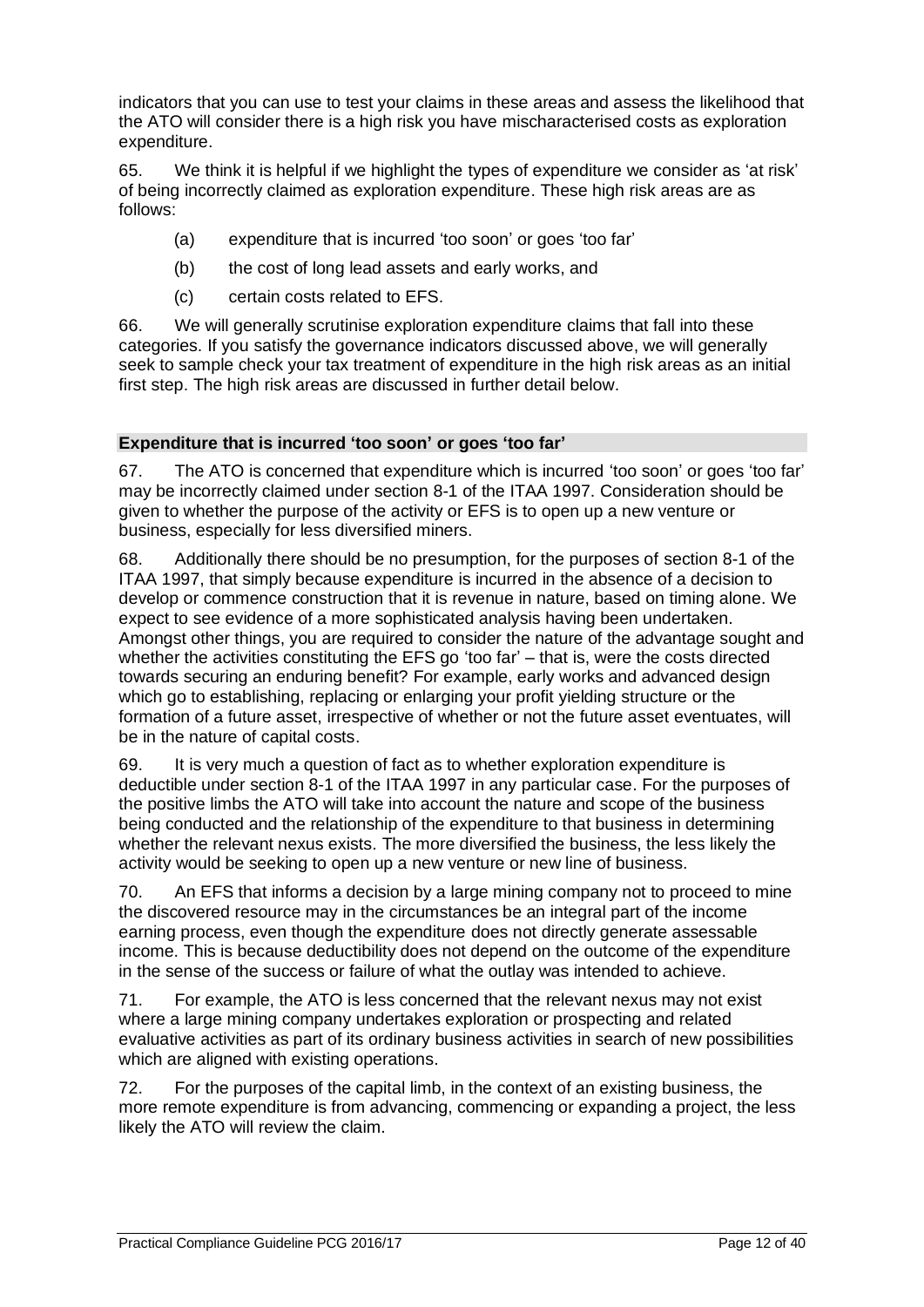indicators that you can use to test your claims in these areas and assess the likelihood that the ATO will consider there is a high risk you have mischaracterised costs as exploration expenditure.

65. We think it is helpful if we highlight the types of expenditure we consider as 'at risk' of being incorrectly claimed as exploration expenditure. These high risk areas are as follows:

- (a) expenditure that is incurred 'too soon' or goes 'too far'
- (b) the cost of long lead assets and early works, and
- (c) certain costs related to EFS.

66. We will generally scrutinise exploration expenditure claims that fall into these categories. If you satisfy the governance indicators discussed above, we will generally seek to sample check your tax treatment of expenditure in the high risk areas as an initial first step. The high risk areas are discussed in further detail below.

### Expenditure that is incurred 'too soon' or goes 'too far'

67. The ATO is concerned that expenditure which is incurred 'too soon' or goes 'too far' may be incorrectly claimed under section 8-1 of the ITAA 1997. Consideration should be given to whether the purpose of the activity or EFS is to open up a new venture or business, especially for less diversified miners.

68. Additionally there should be no presumption, for the purposes of section 8-1 of the ITAA 1997, that simply because expenditure is incurred in the absence of a decision to develop or commence construction that it is revenue in nature, based on timing alone. We expect to see evidence of a more sophisticated analysis having been undertaken. Amongst other things, you are required to consider the nature of the advantage sought and whether the activities constituting the EFS go 'too far' – that is, were the costs directed towards securing an enduring benefit? For example, early works and advanced design which go to establishing, replacing or enlarging your profit yielding structure or the formation of a future asset, irrespective of whether or not the future asset eventuates, will be in the nature of capital costs.

69. It is very much a question of fact as to whether exploration expenditure is deductible under section 8-1 of the ITAA 1997 in any particular case. For the purposes of the positive limbs the ATO will take into account the nature and scope of the business being conducted and the relationship of the expenditure to that business in determining whether the relevant nexus exists. The more diversified the business, the less likely the activity would be seeking to open up a new venture or new line of business.

70. An EFS that informs a decision by a large mining company not to proceed to mine the discovered resource may in the circumstances be an integral part of the income earning process, even though the expenditure does not directly generate assessable income. This is because deductibility does not depend on the outcome of the expenditure in the sense of the success or failure of what the outlay was intended to achieve.

71. For example, the ATO is less concerned that the relevant nexus may not exist where a large mining company undertakes exploration or prospecting and related evaluative activities as part of its ordinary business activities in search of new possibilities which are aligned with existing operations.

72. For the purposes of the capital limb, in the context of an existing business, the more remote expenditure is from advancing, commencing or expanding a project, the less likely the ATO will review the claim.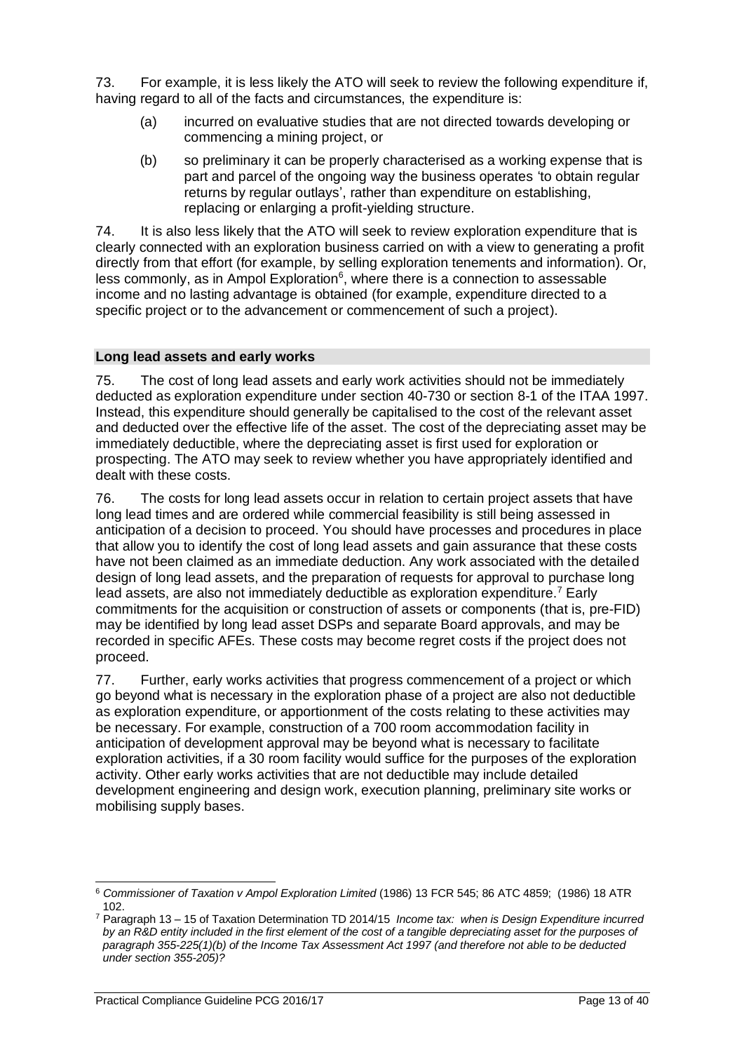73. For example, it is less likely the ATO will seek to review the following expenditure if, having regard to all of the facts and circumstances, the expenditure is:

(a) incurred on evaluative studies that are not directed towards developing or commencing a mining project, or

(b) so preliminary it can be properly characterised as a working expense that is part and parcel of the ongoing way the business operates 'to obtain regular returns by regular outlays', rather than expenditure on establishing, replacing or enlarging a profit-yielding structure.

74. It is also less likely that the ATO will seek to review exploration expenditure that is clearly connected with an exploration business carried on with a view to generating a profit directly from that effort (for example, by selling exploration tenements and information). Or, less commonly, as in Ampol Exploration[6], where there is a connection to assessable income and no lasting advantage is obtained (for example, expenditure directed to a specific project or to the advancement or commencement of such a project).

## Long lead assets and early works

75. The cost of long lead assets and early work activities should not be immediately deducted as exploration expenditure under section 40-730 or section 8-1 of the ITAA 1997. Instead, this expenditure should generally be capitalised to the cost of the relevant asset and deducted over the effective life of the asset. The cost of the depreciating asset may be immediately deductible, where the depreciating asset is first used for exploration or prospecting. The ATO may seek to review whether you have appropriately identified and dealt with these costs.

76. The costs for long lead assets occur in relation to certain project assets that have long lead times and are ordered while commercial feasibility is still being assessed in anticipation of a decision to proceed. You should have processes and procedures in place that allow you to identify the cost of long lead assets and gain assurance that these costs have not been claimed as an immediate deduction. Any work associated with the detailed design of long lead assets, and the preparation of requests for approval to purchase long lead assets, are also not immediately deductible as exploration expenditure.[7] Early commitments for the acquisition or construction of assets or components (that is, pre-FID) may be identified by long lead asset DSPs and separate Board approvals, and may be recorded in specific AFEs. These costs may become regret costs if the project does not proceed.

77. Further, early works activities that progress commencement of a project or which go beyond what is necessary in the exploration phase of a project are also not deductible as exploration expenditure, or apportionment of the costs relating to these activities may be necessary. For example, construction of a 700 room accommodation facility in anticipation of development approval may be beyond what is necessary to facilitate exploration activities, if a 30 room facility would suffice for the purposes of the exploration activity. Other early works activities that are not deductible may include detailed development engineering and design work, execution planning, preliminary site works or mobilising supply bases.

---

[6] *Commissioner of Taxation v Ampol Exploration Limited* (1986) 13 FCR 545; 86 ATC 4859; (1986) 18 ATR 102.

[7] Paragraph 13 – 15 of Taxation Determination TD 2014/15 *Income tax: when is Design Expenditure incurred by an R&D entity included in the first element of the cost of a tangible depreciating asset for the purposes of paragraph 355-225(1)(b) of the Income Tax Assessment Act 1997 (and therefore not able to be deducted under section 355-205)?*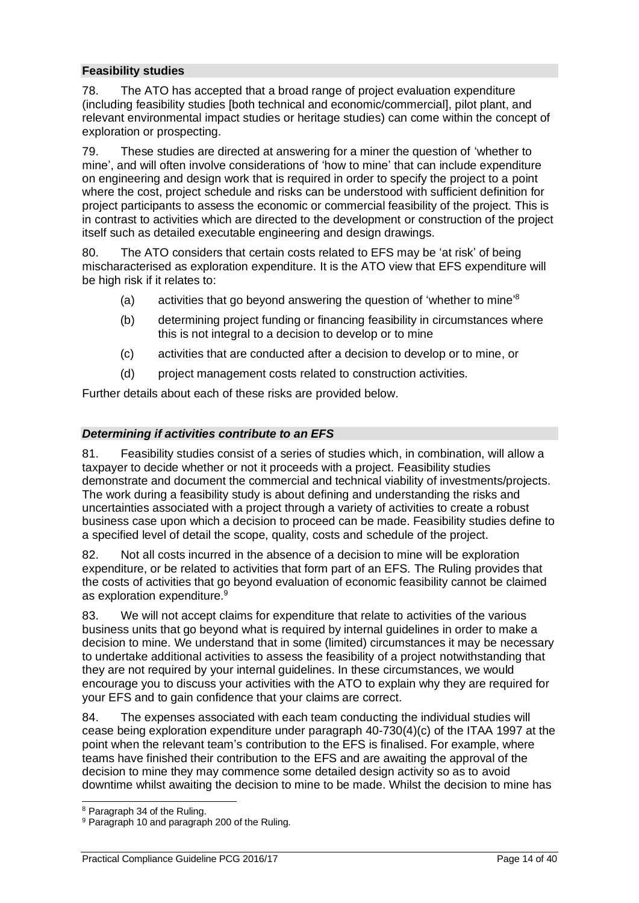### Feasibility studies

78. The ATO has accepted that a broad range of project evaluation expenditure (including feasibility studies [both technical and economic/commercial], pilot plant, and relevant environmental impact studies or heritage studies) can come within the concept of exploration or prospecting.

79. These studies are directed at answering for a miner the question of 'whether to mine', and will often involve considerations of 'how to mine' that can include expenditure on engineering and design work that is required in order to specify the project to a point where the cost, project schedule and risks can be understood with sufficient definition for project participants to assess the economic or commercial feasibility of the project. This is in contrast to activities which are directed to the development or construction of the project itself such as detailed executable engineering and design drawings.

80. The ATO considers that certain costs related to EFS may be 'at risk' of being mischaracterised as exploration expenditure. It is the ATO view that EFS expenditure will be high risk if it relates to:

- (a) activities that go beyond answering the question of 'whether to mine'[8]
- (b) determining project funding or financing feasibility in circumstances where this is not integral to a decision to develop or to mine
- (c) activities that are conducted after a decision to develop or to mine, or
- (d) project management costs related to construction activities.

Further details about each of these risks are provided below.

#### *Determining if activities contribute to an EFS*

81. Feasibility studies consist of a series of studies which, in combination, will allow a taxpayer to decide whether or not it proceeds with a project. Feasibility studies demonstrate and document the commercial and technical viability of investments/projects. The work during a feasibility study is about defining and understanding the risks and uncertainties associated with a project through a variety of activities to create a robust business case upon which a decision to proceed can be made. Feasibility studies define to a specified level of detail the scope, quality, costs and schedule of the project.

82. Not all costs incurred in the absence of a decision to mine will be exploration expenditure, or be related to activities that form part of an EFS. The Ruling provides that the costs of activities that go beyond evaluation of economic feasibility cannot be claimed as exploration expenditure.[9]

83. We will not accept claims for expenditure that relate to activities of the various business units that go beyond what is required by internal guidelines in order to make a decision to mine. We understand that in some (limited) circumstances it may be necessary to undertake additional activities to assess the feasibility of a project notwithstanding that they are not required by your internal guidelines. In these circumstances, we would encourage you to discuss your activities with the ATO to explain why they are required for your EFS and to gain confidence that your claims are correct.

84. The expenses associated with each team conducting the individual studies will cease being exploration expenditure under paragraph 40-730(4)(c) of the ITAA 1997 at the point when the relevant team's contribution to the EFS is finalised. For example, where teams have finished their contribution to the EFS and are awaiting the approval of the decision to mine they may commence some detailed design activity so as to avoid downtime whilst awaiting the decision to mine to be made. Whilst the decision to mine has

---

[8] Paragraph 34 of the Ruling.

[9] Paragraph 10 and paragraph 200 of the Ruling.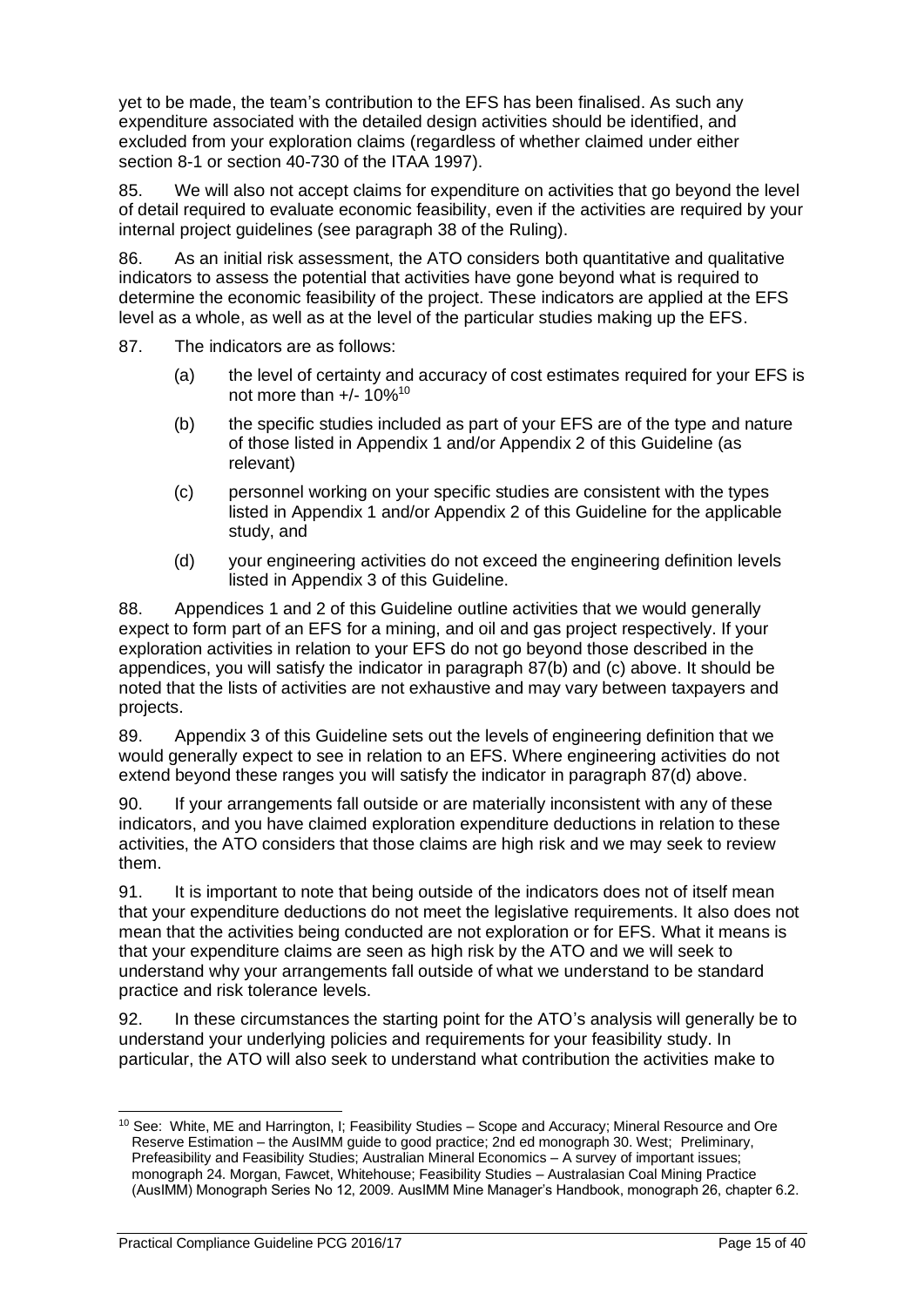yet to be made, the team's contribution to the EFS has been finalised. As such any expenditure associated with the detailed design activities should be identified, and excluded from your exploration claims (regardless of whether claimed under either section 8-1 or section 40-730 of the ITAA 1997).

85. We will also not accept claims for expenditure on activities that go beyond the level of detail required to evaluate economic feasibility, even if the activities are required by your internal project guidelines (see paragraph 38 of the Ruling).

86. As an initial risk assessment, the ATO considers both quantitative and qualitative indicators to assess the potential that activities have gone beyond what is required to determine the economic feasibility of the project. These indicators are applied at the EFS level as a whole, as well as at the level of the particular studies making up the EFS.

87. The indicators are as follows:

(a) the level of certainty and accuracy of cost estimates required for your EFS is not more than +/- 10%[10]

(b) the specific studies included as part of your EFS are of the type and nature of those listed in Appendix 1 and/or Appendix 2 of this Guideline (as relevant)

(c) personnel working on your specific studies are consistent with the types listed in Appendix 1 and/or Appendix 2 of this Guideline for the applicable study, and

(d) your engineering activities do not exceed the engineering definition levels listed in Appendix 3 of this Guideline.

88. Appendices 1 and 2 of this Guideline outline activities that we would generally expect to form part of an EFS for a mining, and oil and gas project respectively. If your exploration activities in relation to your EFS do not go beyond those described in the appendices, you will satisfy the indicator in paragraph 87(b) and (c) above. It should be noted that the lists of activities are not exhaustive and may vary between taxpayers and projects.

89. Appendix 3 of this Guideline sets out the levels of engineering definition that we would generally expect to see in relation to an EFS. Where engineering activities do not extend beyond these ranges you will satisfy the indicator in paragraph 87(d) above.

90. If your arrangements fall outside or are materially inconsistent with any of these indicators, and you have claimed exploration expenditure deductions in relation to these activities, the ATO considers that those claims are high risk and we may seek to review them.

91. It is important to note that being outside of the indicators does not of itself mean that your expenditure deductions do not meet the legislative requirements. It also does not mean that the activities being conducted are not exploration or for EFS. What it means is that your expenditure claims are seen as high risk by the ATO and we will seek to understand why your arrangements fall outside of what we understand to be standard practice and risk tolerance levels.

92. In these circumstances the starting point for the ATO's analysis will generally be to understand your underlying policies and requirements for your feasibility study. In particular, the ATO will also seek to understand what contribution the activities make to

---

[10] See: White, ME and Harrington, I; Feasibility Studies – Scope and Accuracy; Mineral Resource and Ore Reserve Estimation – the AusIMM guide to good practice; 2nd ed monograph 30. West; Preliminary, Prefeasibility and Feasibility Studies; Australian Mineral Economics – A survey of important issues; monograph 24. Morgan, Fawcet, Whitehouse; Feasibility Studies – Australasian Coal Mining Practice (AusIMM) Monograph Series No 12, 2009. AusIMM Mine Manager's Handbook, monograph 26, chapter 6.2.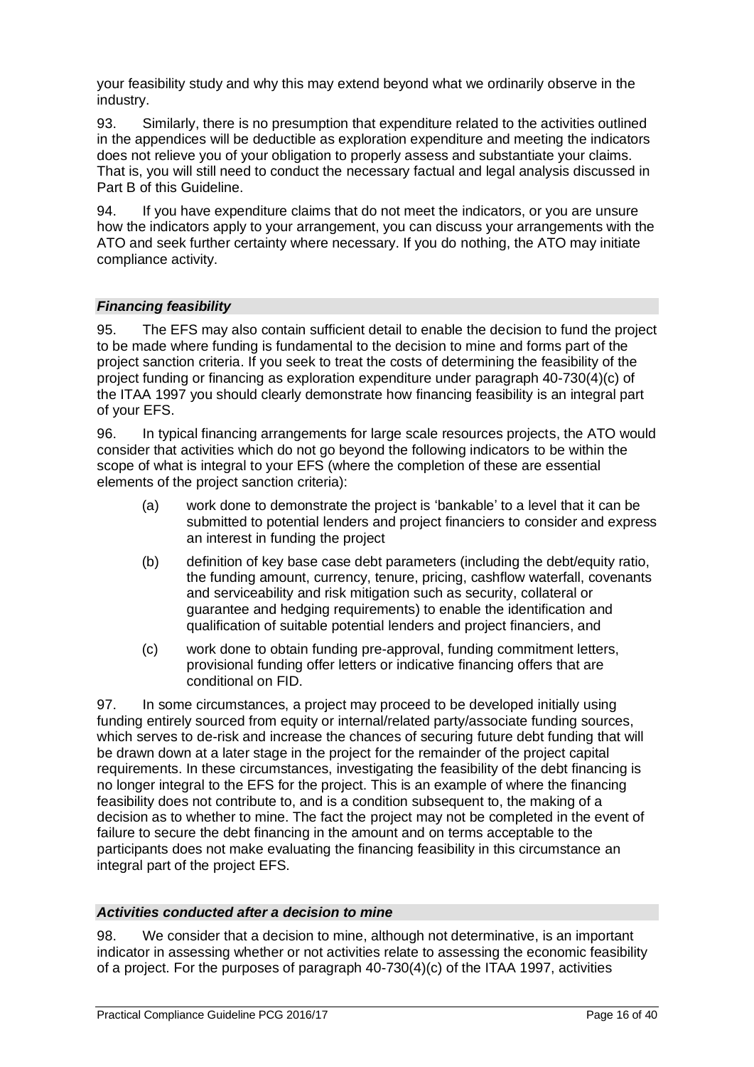your feasibility study and why this may extend beyond what we ordinarily observe in the industry.

93. Similarly, there is no presumption that expenditure related to the activities outlined in the appendices will be deductible as exploration expenditure and meeting the indicators does not relieve you of your obligation to properly assess and substantiate your claims. That is, you will still need to conduct the necessary factual and legal analysis discussed in Part B of this Guideline.

94. If you have expenditure claims that do not meet the indicators, or you are unsure how the indicators apply to your arrangement, you can discuss your arrangements with the ATO and seek further certainty where necessary. If you do nothing, the ATO may initiate compliance activity.

### *Financing feasibility*

95. The EFS may also contain sufficient detail to enable the decision to fund the project to be made where funding is fundamental to the decision to mine and forms part of the project sanction criteria. If you seek to treat the costs of determining the feasibility of the project funding or financing as exploration expenditure under paragraph 40-730(4)(c) of the ITAA 1997 you should clearly demonstrate how financing feasibility is an integral part of your EFS.

96. In typical financing arrangements for large scale resources projects, the ATO would consider that activities which do not go beyond the following indicators to be within the scope of what is integral to your EFS (where the completion of these are essential elements of the project sanction criteria):

(a) work done to demonstrate the project is 'bankable' to a level that it can be submitted to potential lenders and project financiers to consider and express an interest in funding the project

(b) definition of key base case debt parameters (including the debt/equity ratio, the funding amount, currency, tenure, pricing, cashflow waterfall, covenants and serviceability and risk mitigation such as security, collateral or guarantee and hedging requirements) to enable the identification and qualification of suitable potential lenders and project financiers, and

(c) work done to obtain funding pre-approval, funding commitment letters, provisional funding offer letters or indicative financing offers that are conditional on FID.

97. In some circumstances, a project may proceed to be developed initially using funding entirely sourced from equity or internal/related party/associate funding sources, which serves to de-risk and increase the chances of securing future debt funding that will be drawn down at a later stage in the project for the remainder of the project capital requirements. In these circumstances, investigating the feasibility of the debt financing is no longer integral to the EFS for the project. This is an example of where the financing feasibility does not contribute to, and is a condition subsequent to, the making of a decision as to whether to mine. The fact the project may not be completed in the event of failure to secure the debt financing in the amount and on terms acceptable to the participants does not make evaluating the financing feasibility in this circumstance an integral part of the project EFS.

### *Activities conducted after a decision to mine*

98. We consider that a decision to mine, although not determinative, is an important indicator in assessing whether or not activities relate to assessing the economic feasibility of a project. For the purposes of paragraph 40-730(4)(c) of the ITAA 1997, activities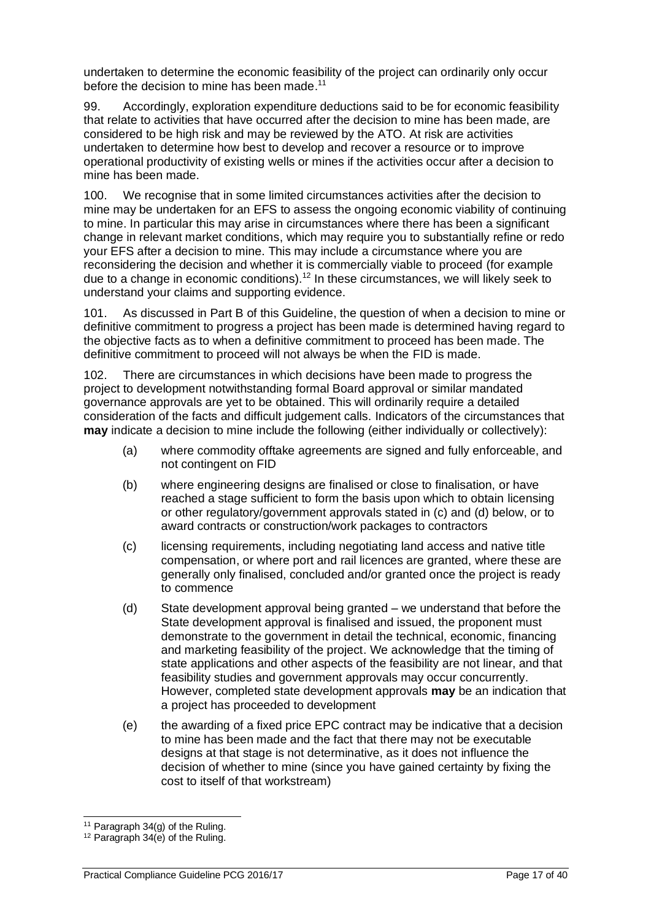undertaken to determine the economic feasibility of the project can ordinarily only occur before the decision to mine has been made.[11]

99. Accordingly, exploration expenditure deductions said to be for economic feasibility that relate to activities that have occurred after the decision to mine has been made, are considered to be high risk and may be reviewed by the ATO. At risk are activities undertaken to determine how best to develop and recover a resource or to improve operational productivity of existing wells or mines if the activities occur after a decision to mine has been made.

100. We recognise that in some limited circumstances activities after the decision to mine may be undertaken for an EFS to assess the ongoing economic viability of continuing to mine. In particular this may arise in circumstances where there has been a significant change in relevant market conditions, which may require you to substantially refine or redo your EFS after a decision to mine. This may include a circumstance where you are reconsidering the decision and whether it is commercially viable to proceed (for example due to a change in economic conditions).[12] In these circumstances, we will likely seek to understand your claims and supporting evidence.

101. As discussed in Part B of this Guideline, the question of when a decision to mine or definitive commitment to progress a project has been made is determined having regard to the objective facts as to when a definitive commitment to proceed has been made. The definitive commitment to proceed will not always be when the FID is made.

102. There are circumstances in which decisions have been made to progress the project to development notwithstanding formal Board approval or similar mandated governance approvals are yet to be obtained. This will ordinarily require a detailed consideration of the facts and difficult judgement calls. Indicators of the circumstances that **may** indicate a decision to mine include the following (either individually or collectively):

(a) where commodity offtake agreements are signed and fully enforceable, and not contingent on FID

(b) where engineering designs are finalised or close to finalisation, or have reached a stage sufficient to form the basis upon which to obtain licensing or other regulatory/government approvals stated in (c) and (d) below, or to award contracts or construction/work packages to contractors

(c) licensing requirements, including negotiating land access and native title compensation, or where port and rail licences are granted, where these are generally only finalised, concluded and/or granted once the project is ready to commence

(d) State development approval being granted – we understand that before the State development approval is finalised and issued, the proponent must demonstrate to the government in detail the technical, economic, financing and marketing feasibility of the project. We acknowledge that the timing of state applications and other aspects of the feasibility are not linear, and that feasibility studies and government approvals may occur concurrently. However, completed state development approvals **may** be an indication that a project has proceeded to development

(e) the awarding of a fixed price EPC contract may be indicative that a decision to mine has been made and the fact that there may not be executable designs at that stage is not determinative, as it does not influence the decision of whether to mine (since you have gained certainty by fixing the cost to itself of that workstream)

---

[11] Paragraph 34(g) of the Ruling.

[12] Paragraph 34(e) of the Ruling.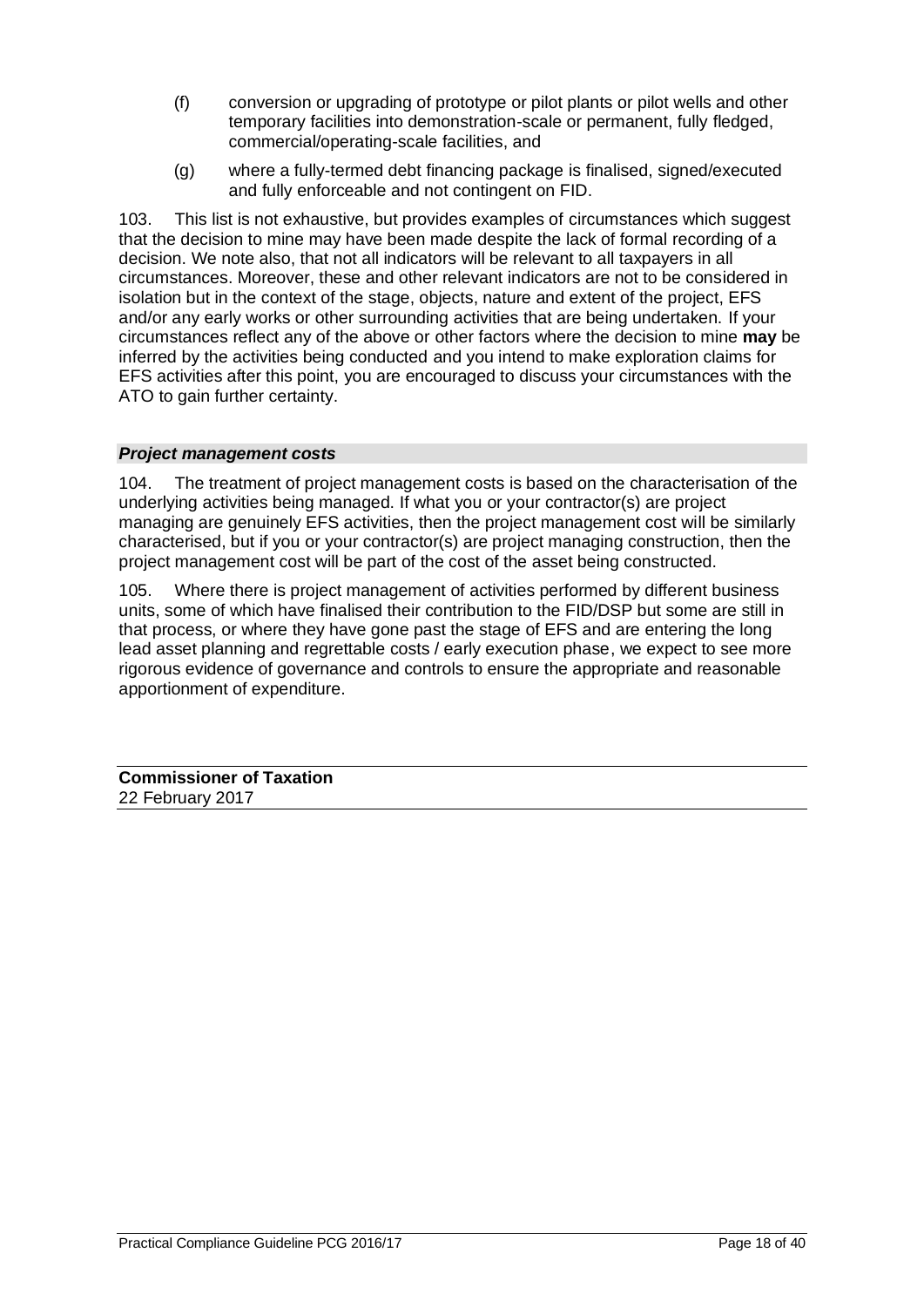(f) conversion or upgrading of prototype or pilot plants or pilot wells and other temporary facilities into demonstration-scale or permanent, fully fledged, commercial/operating-scale facilities, and

(g) where a fully-termed debt financing package is finalised, signed/executed and fully enforceable and not contingent on FID.

103. This list is not exhaustive, but provides examples of circumstances which suggest that the decision to mine may have been made despite the lack of formal recording of a decision. We note also, that not all indicators will be relevant to all taxpayers in all circumstances. Moreover, these and other relevant indicators are not to be considered in isolation but in the context of the stage, objects, nature and extent of the project, EFS and/or any early works or other surrounding activities that are being undertaken. If your circumstances reflect any of the above or other factors where the decision to mine **may** be inferred by the activities being conducted and you intend to make exploration claims for EFS activities after this point, you are encouraged to discuss your circumstances with the ATO to gain further certainty.

### ***Project management costs***

104. The treatment of project management costs is based on the characterisation of the underlying activities being managed. If what you or your contractor(s) are project managing are genuinely EFS activities, then the project management cost will be similarly characterised, but if you or your contractor(s) are project managing construction, then the project management cost will be part of the cost of the asset being constructed.

105. Where there is project management of activities performed by different business units, some of which have finalised their contribution to the FID/DSP but some are still in that process, or where they have gone past the stage of EFS and are entering the long lead asset planning and regrettable costs / early execution phase, we expect to see more rigorous evidence of governance and controls to ensure the appropriate and reasonable apportionment of expenditure.

**Commissioner of Taxation**
22 February 2017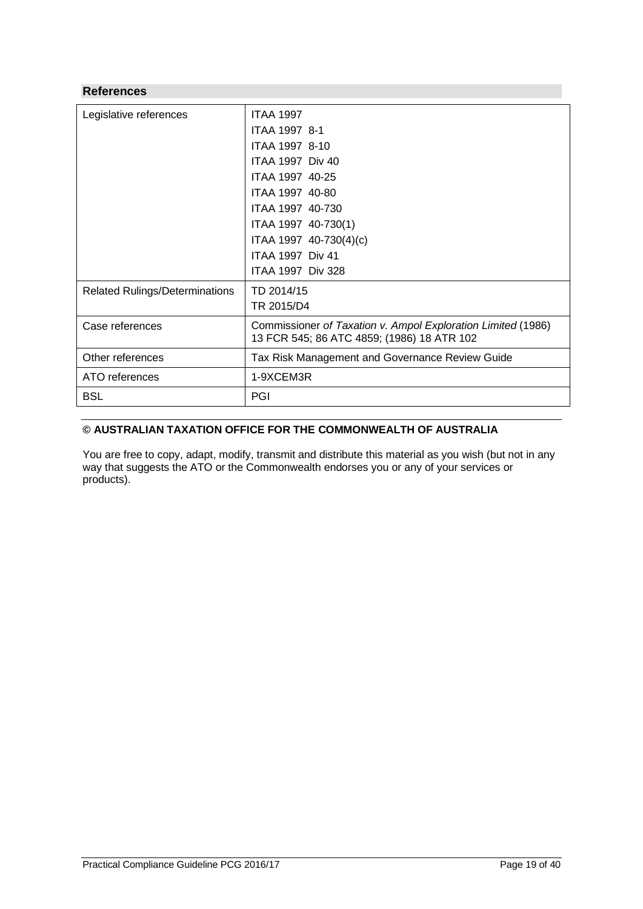## References

| | |
|---|---|
| Legislative references | ITAA 1997<br>ITAA 1997 8-1<br>ITAA 1997 8-10<br>ITAA 1997 Div 40<br>ITAA 1997 40-25<br>ITAA 1997 40-80<br>ITAA 1997 40-730<br>ITAA 1997 40-730(1)<br>ITAA 1997 40-730(4)(c)<br>ITAA 1997 Div 41<br>ITAA 1997 Div 328 |
| Related Rulings/Determinations | TD 2014/15<br>TR 2015/D4 |
| Case references | Commissioner *of Taxation v. Ampol Exploration Limited* (1986) 13 FCR 545; 86 ATC 4859; (1986) 18 ATR 102 |
| Other references | Tax Risk Management and Governance Review Guide |
| ATO references | 1-9XCEM3R |
| BSL | PGI |

**© AUSTRALIAN TAXATION OFFICE FOR THE COMMONWEALTH OF AUSTRALIA**

You are free to copy, adapt, modify, transmit and distribute this material as you wish (but not in any way that suggests the ATO or the Commonwealth endorses you or any of your services or products).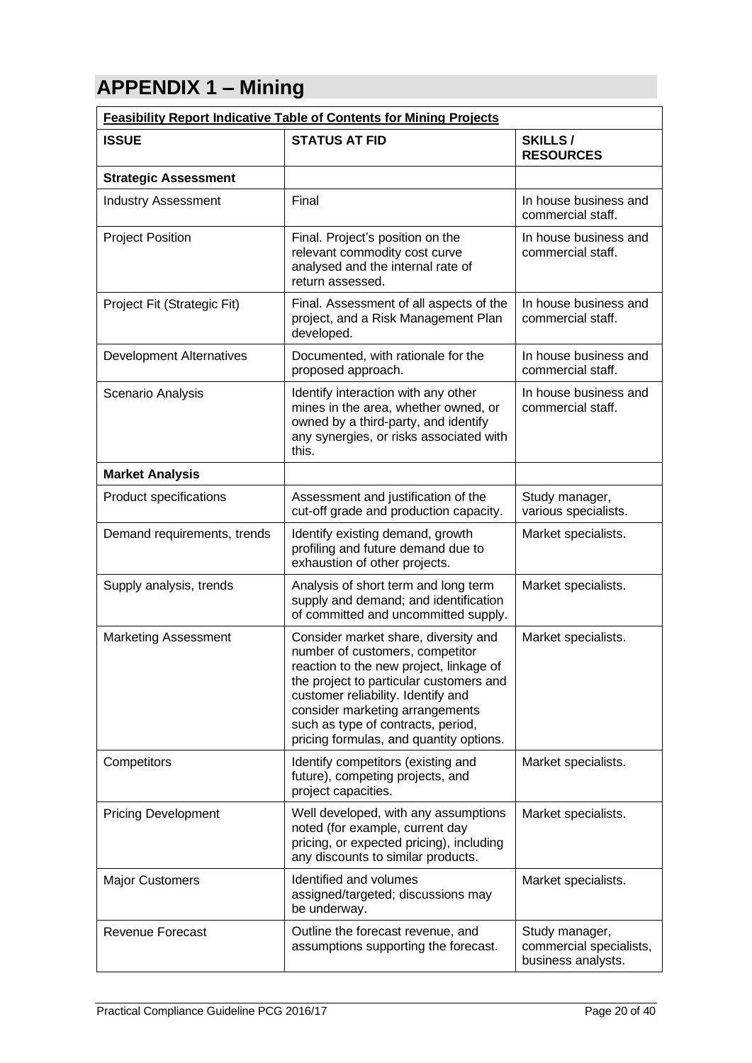# APPENDIX 1 – Mining

| **Feasibility Report Indicative Table of Contents for Mining Projects** | | |
|---|---|---|
| **ISSUE** | **STATUS AT FID** | **SKILLS / RESOURCES** |
| **Strategic Assessment** | | |
| Industry Assessment | Final | In house business and commercial staff. |
| Project Position | Final. Project's position on the relevant commodity cost curve analysed and the internal rate of return assessed. | In house business and commercial staff. |
| Project Fit (Strategic Fit) | Final. Assessment of all aspects of the project, and a Risk Management Plan developed. | In house business and commercial staff. |
| Development Alternatives | Documented, with rationale for the proposed approach. | In house business and commercial staff. |
| Scenario Analysis | Identify interaction with any other mines in the area, whether owned, or owned by a third-party, and identify any synergies, or risks associated with this. | In house business and commercial staff. |
| **Market Analysis** | | |
| Product specifications | Assessment and justification of the cut-off grade and production capacity. | Study manager, various specialists. |
| Demand requirements, trends | Identify existing demand, growth profiling and future demand due to exhaustion of other projects. | Market specialists. |
| Supply analysis, trends | Analysis of short term and long term supply and demand; and identification of committed and uncommitted supply. | Market specialists. |
| Marketing Assessment | Consider market share, diversity and number of customers, competitor reaction to the new project, linkage of the project to particular customers and customer reliability. Identify and consider marketing arrangements such as type of contracts, period, pricing formulas, and quantity options. | Market specialists. |
| Competitors | Identify competitors (existing and future), competing projects, and project capacities. | Market specialists. |
| Pricing Development | Well developed, with any assumptions noted (for example, current day pricing, or expected pricing), including any discounts to similar products. | Market specialists. |
| Major Customers | Identified and volumes assigned/targeted; discussions may be underway. | Market specialists. |
| Revenue Forecast | Outline the forecast revenue, and assumptions supporting the forecast. | Study manager, commercial specialists, business analysts. |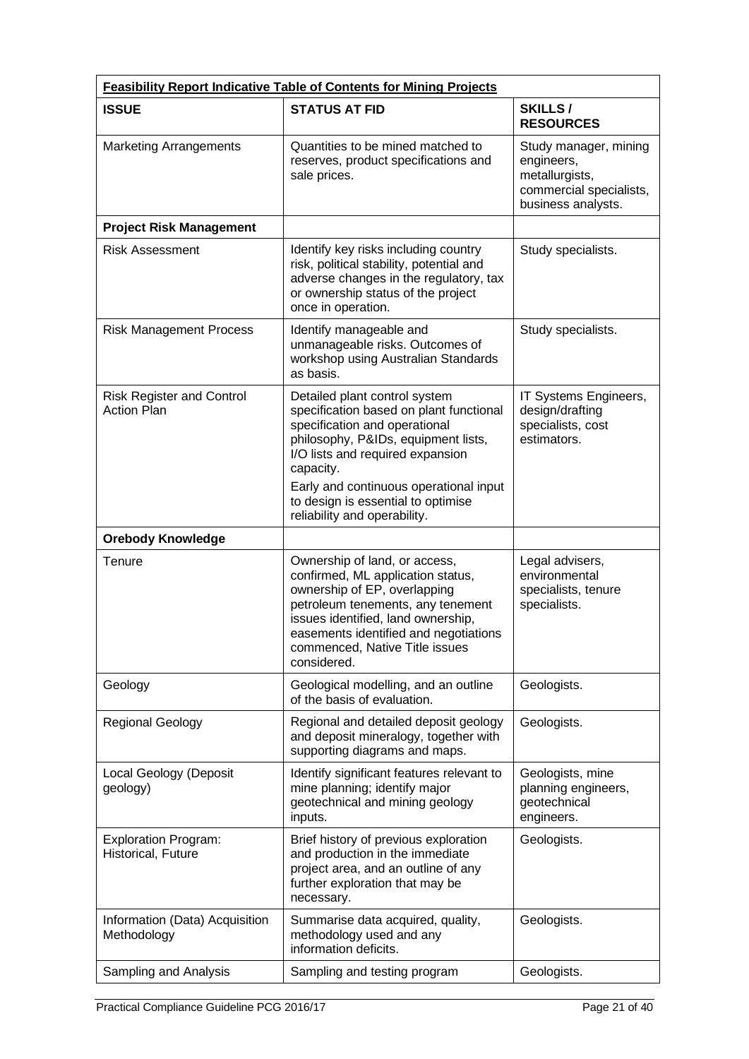| **Feasibility Report Indicative Table of Contents for Mining Projects** | | |
|---|---|---|
| **ISSUE** | **STATUS AT FID** | **SKILLS / RESOURCES** |
| Marketing Arrangements | Quantities to be mined matched to reserves, product specifications and sale prices. | Study manager, mining engineers, metallurgists, commercial specialists, business analysts. |
| **Project Risk Management** | | |
| Risk Assessment | Identify key risks including country risk, political stability, potential and adverse changes in the regulatory, tax or ownership status of the project once in operation. | Study specialists. |
| Risk Management Process | Identify manageable and unmanageable risks. Outcomes of workshop using Australian Standards as basis. | Study specialists. |
| Risk Register and Control Action Plan | Detailed plant control system specification based on plant functional specification and operational philosophy, P&IDs, equipment lists, I/O lists and required expansion capacity.<br><br>Early and continuous operational input to design is essential to optimise reliability and operability. | IT Systems Engineers, design/drafting specialists, cost estimators. |
| **Orebody Knowledge** | | |
| Tenure | Ownership of land, or access, confirmed, ML application status, ownership of EP, overlapping petroleum tenements, any tenement issues identified, land ownership, easements identified and negotiations commenced, Native Title issues considered. | Legal advisers, environmental specialists, tenure specialists. |
| Geology | Geological modelling, and an outline of the basis of evaluation. | Geologists. |
| Regional Geology | Regional and detailed deposit geology and deposit mineralogy, together with supporting diagrams and maps. | Geologists. |
| Local Geology (Deposit geology) | Identify significant features relevant to mine planning; identify major geotechnical and mining geology inputs. | Geologists, mine planning engineers, geotechnical engineers. |
| Exploration Program: Historical, Future | Brief history of previous exploration and production in the immediate project area, and an outline of any further exploration that may be necessary. | Geologists. |
| Information (Data) Acquisition Methodology | Summarise data acquired, quality, methodology used and any information deficits. | Geologists. |
| Sampling and Analysis | Sampling and testing program | Geologists. |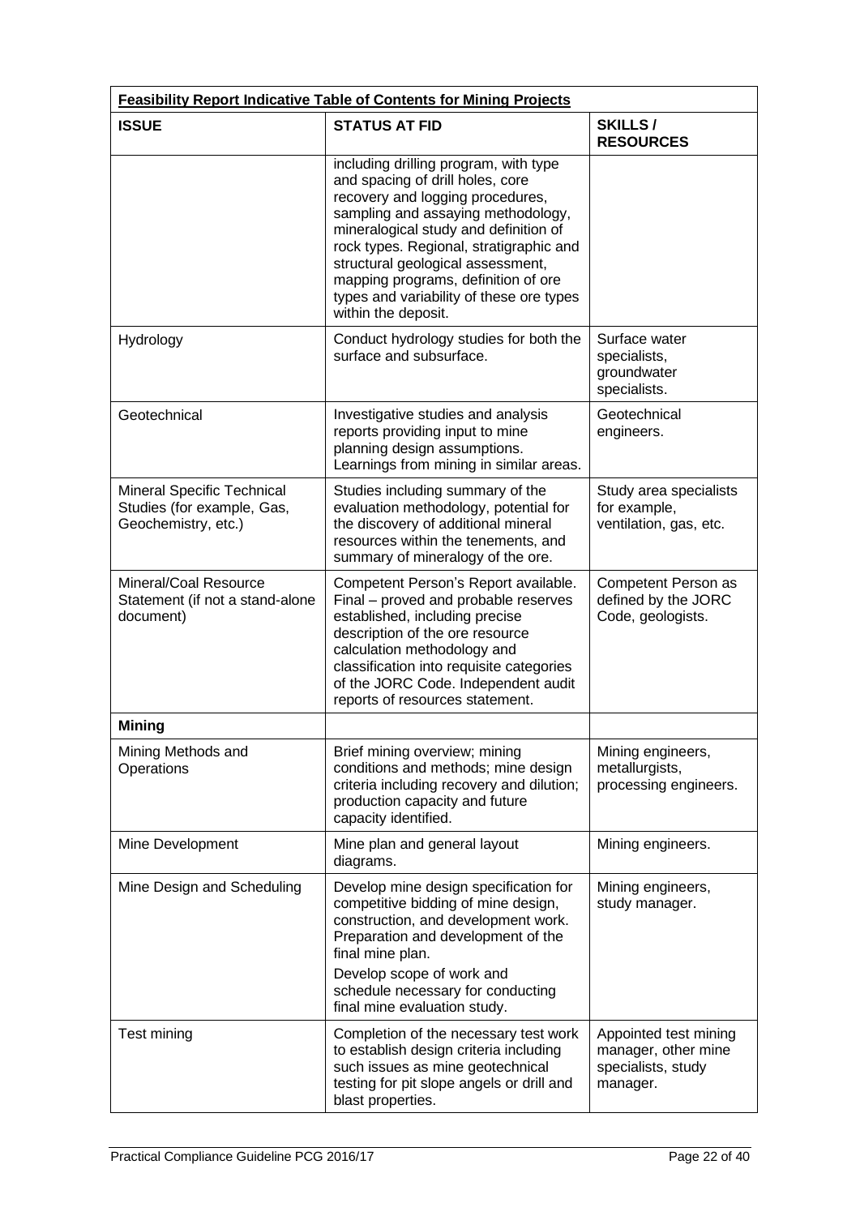| **Feasibility Report Indicative Table of Contents for Mining Projects** | | |
|---|---|---|
| **ISSUE** | **STATUS AT FID** | **SKILLS / RESOURCES** |
| | including drilling program, with type and spacing of drill holes, core recovery and logging procedures, sampling and assaying methodology, mineralogical study and definition of rock types. Regional, stratigraphic and structural geological assessment, mapping programs, definition of ore types and variability of these ore types within the deposit. | |
| Hydrology | Conduct hydrology studies for both the surface and subsurface. | Surface water specialists, groundwater specialists. |
| Geotechnical | Investigative studies and analysis reports providing input to mine planning design assumptions. Learnings from mining in similar areas. | Geotechnical engineers. |
| Mineral Specific Technical Studies (for example, Gas, Geochemistry, etc.) | Studies including summary of the evaluation methodology, potential for the discovery of additional mineral resources within the tenements, and summary of mineralogy of the ore. | Study area specialists for example, ventilation, gas, etc. |
| Mineral/Coal Resource Statement (if not a stand-alone document) | Competent Person's Report available. Final – proved and probable reserves established, including precise description of the ore resource calculation methodology and classification into requisite categories of the JORC Code. Independent audit reports of resources statement. | Competent Person as defined by the JORC Code, geologists. |
| **Mining** | | |
| Mining Methods and Operations | Brief mining overview; mining conditions and methods; mine design criteria including recovery and dilution; production capacity and future capacity identified. | Mining engineers, metallurgists, processing engineers. |
| Mine Development | Mine plan and general layout diagrams. | Mining engineers. |
| Mine Design and Scheduling | Develop mine design specification for competitive bidding of mine design, construction, and development work. Preparation and development of the final mine plan.<br>Develop scope of work and schedule necessary for conducting final mine evaluation study. | Mining engineers, study manager. |
| Test mining | Completion of the necessary test work to establish design criteria including such issues as mine geotechnical testing for pit slope angels or drill and blast properties. | Appointed test mining manager, other mine specialists, study manager. |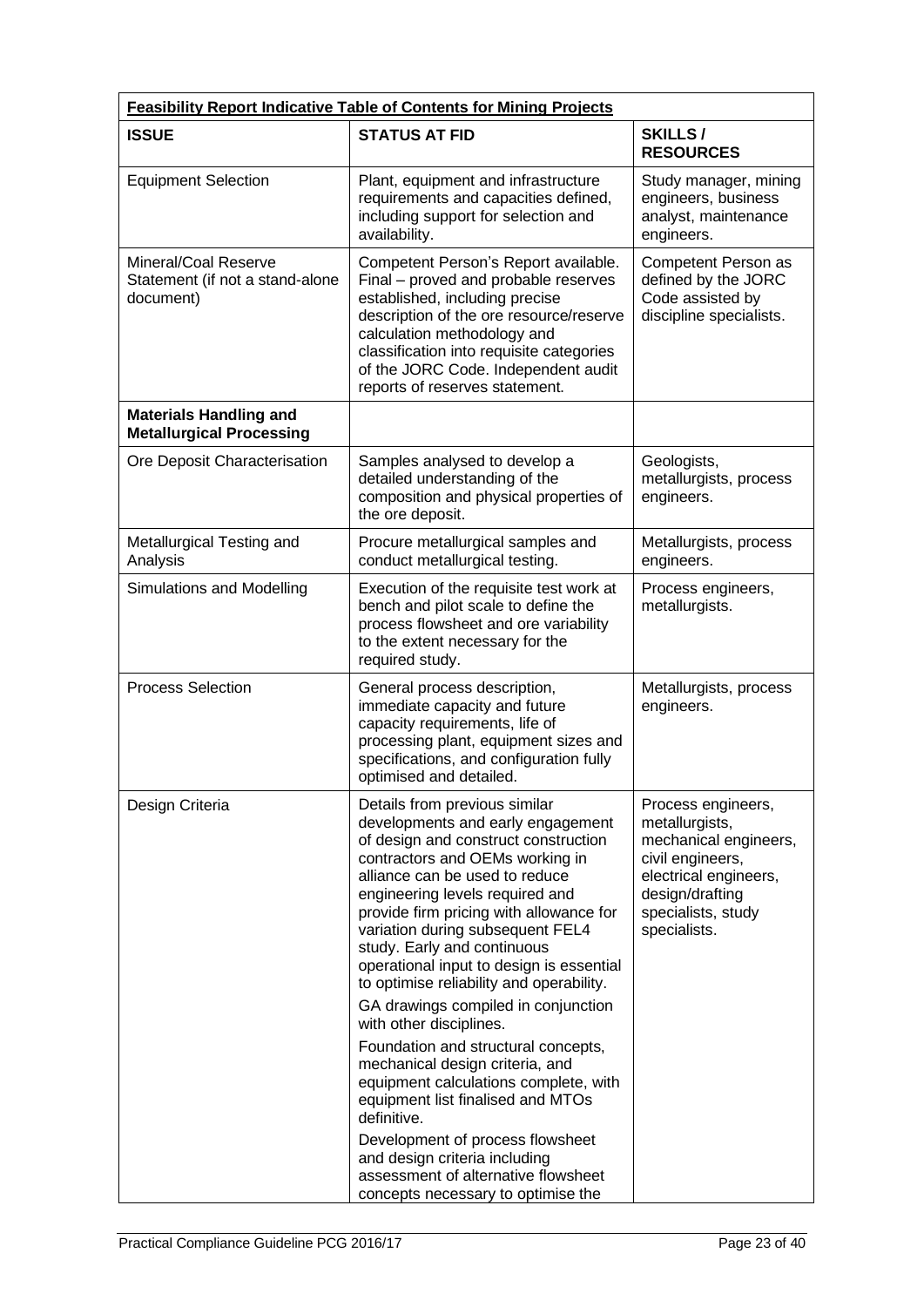| **Feasibility Report Indicative Table of Contents for Mining Projects** | | |
|---|---|---|
| **ISSUE** | **STATUS AT FID** | **SKILLS / RESOURCES** |
| Equipment Selection | Plant, equipment and infrastructure requirements and capacities defined, including support for selection and availability. | Study manager, mining engineers, business analyst, maintenance engineers. |
| Mineral/Coal Reserve Statement (if not a stand-alone document) | Competent Person's Report available. Final – proved and probable reserves established, including precise description of the ore resource/reserve calculation methodology and classification into requisite categories of the JORC Code. Independent audit reports of reserves statement. | Competent Person as defined by the JORC Code assisted by discipline specialists. |
| **Materials Handling and Metallurgical Processing** | | |
| Ore Deposit Characterisation | Samples analysed to develop a detailed understanding of the composition and physical properties of the ore deposit. | Geologists, metallurgists, process engineers. |
| Metallurgical Testing and Analysis | Procure metallurgical samples and conduct metallurgical testing. | Metallurgists, process engineers. |
| Simulations and Modelling | Execution of the requisite test work at bench and pilot scale to define the process flowsheet and ore variability to the extent necessary for the required study. | Process engineers, metallurgists. |
| Process Selection | General process description, immediate capacity and future capacity requirements, life of processing plant, equipment sizes and specifications, and configuration fully optimised and detailed. | Metallurgists, process engineers. |
| Design Criteria | Details from previous similar developments and early engagement of design and construct construction contractors and OEMs working in alliance can be used to reduce engineering levels required and provide firm pricing with allowance for variation during subsequent FEL4 study. Early and continuous operational input to design is essential to optimise reliability and operability.<br><br>GA drawings compiled in conjunction with other disciplines.<br><br>Foundation and structural concepts, mechanical design criteria, and equipment calculations complete, with equipment list finalised and MTOs definitive.<br><br>Development of process flowsheet and design criteria including assessment of alternative flowsheet concepts necessary to optimise the | Process engineers, metallurgists, mechanical engineers, civil engineers, electrical engineers, design/drafting specialists, study specialists. |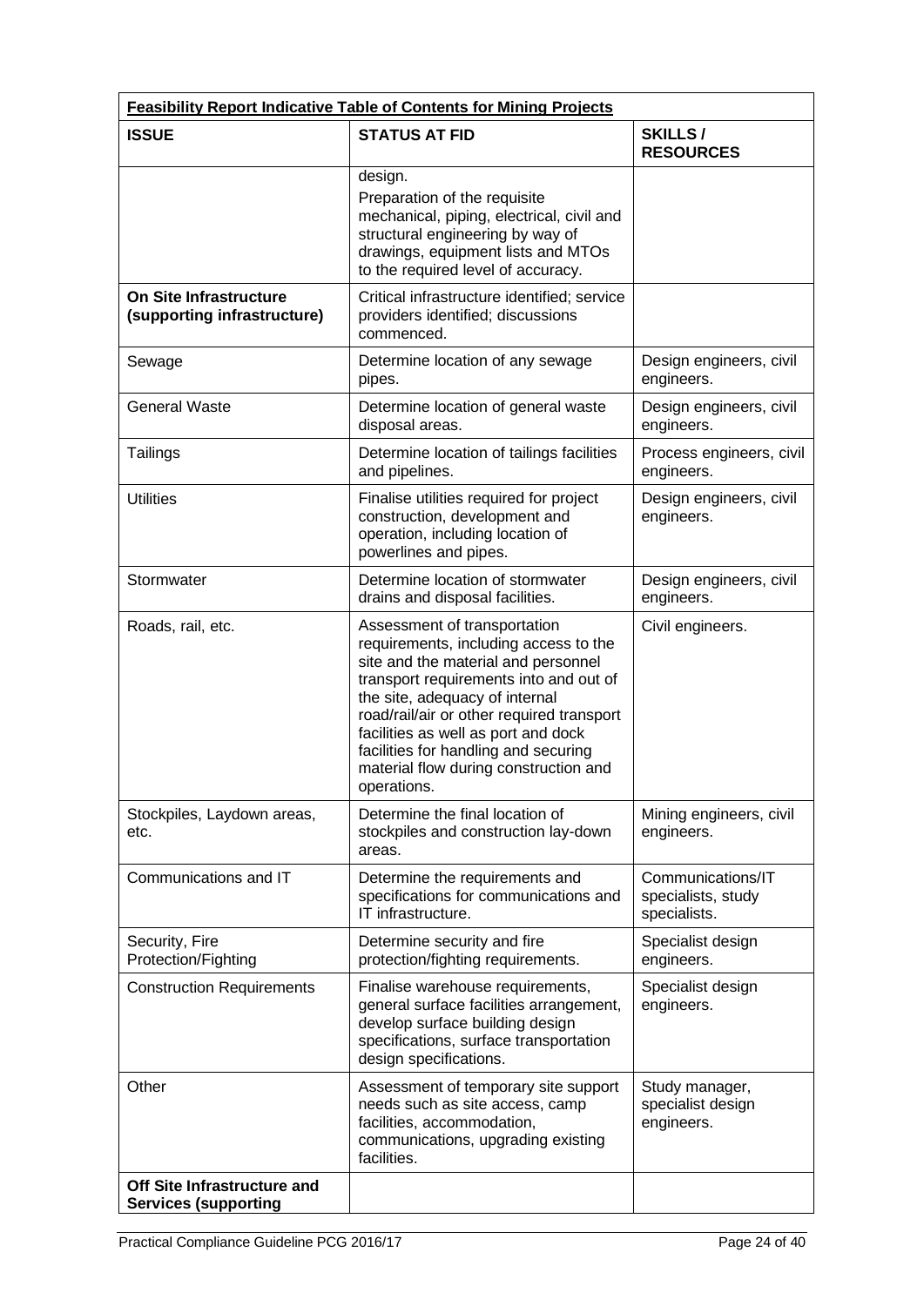| Feasibility Report Indicative Table of Contents for Mining Projects | | |
|---|---|---|
| **ISSUE** | **STATUS AT FID** | **SKILLS / RESOURCES** |
| | design.<br>Preparation of the requisite mechanical, piping, electrical, civil and structural engineering by way of drawings, equipment lists and MTOs to the required level of accuracy. | |
| **On Site Infrastructure (supporting infrastructure)** | Critical infrastructure identified; service providers identified; discussions commenced. | |
| Sewage | Determine location of any sewage pipes. | Design engineers, civil engineers. |
| General Waste | Determine location of general waste disposal areas. | Design engineers, civil engineers. |
| Tailings | Determine location of tailings facilities and pipelines. | Process engineers, civil engineers. |
| Utilities | Finalise utilities required for project construction, development and operation, including location of powerlines and pipes. | Design engineers, civil engineers. |
| Stormwater | Determine location of stormwater drains and disposal facilities. | Design engineers, civil engineers. |
| Roads, rail, etc. | Assessment of transportation requirements, including access to the site and the material and personnel transport requirements into and out of the site, adequacy of internal road/rail/air or other required transport facilities as well as port and dock facilities for handling and securing material flow during construction and operations. | Civil engineers. |
| Stockpiles, Laydown areas, etc. | Determine the final location of stockpiles and construction lay-down areas. | Mining engineers, civil engineers. |
| Communications and IT | Determine the requirements and specifications for communications and IT infrastructure. | Communications/IT specialists, study specialists. |
| Security, Fire Protection/Fighting | Determine security and fire protection/fighting requirements. | Specialist design engineers. |
| Construction Requirements | Finalise warehouse requirements, general surface facilities arrangement, develop surface building design specifications, surface transportation design specifications. | Specialist design engineers. |
| Other | Assessment of temporary site support needs such as site access, camp facilities, accommodation, communications, upgrading existing facilities. | Study manager, specialist design engineers. |
| **Off Site Infrastructure and Services (supporting** | | |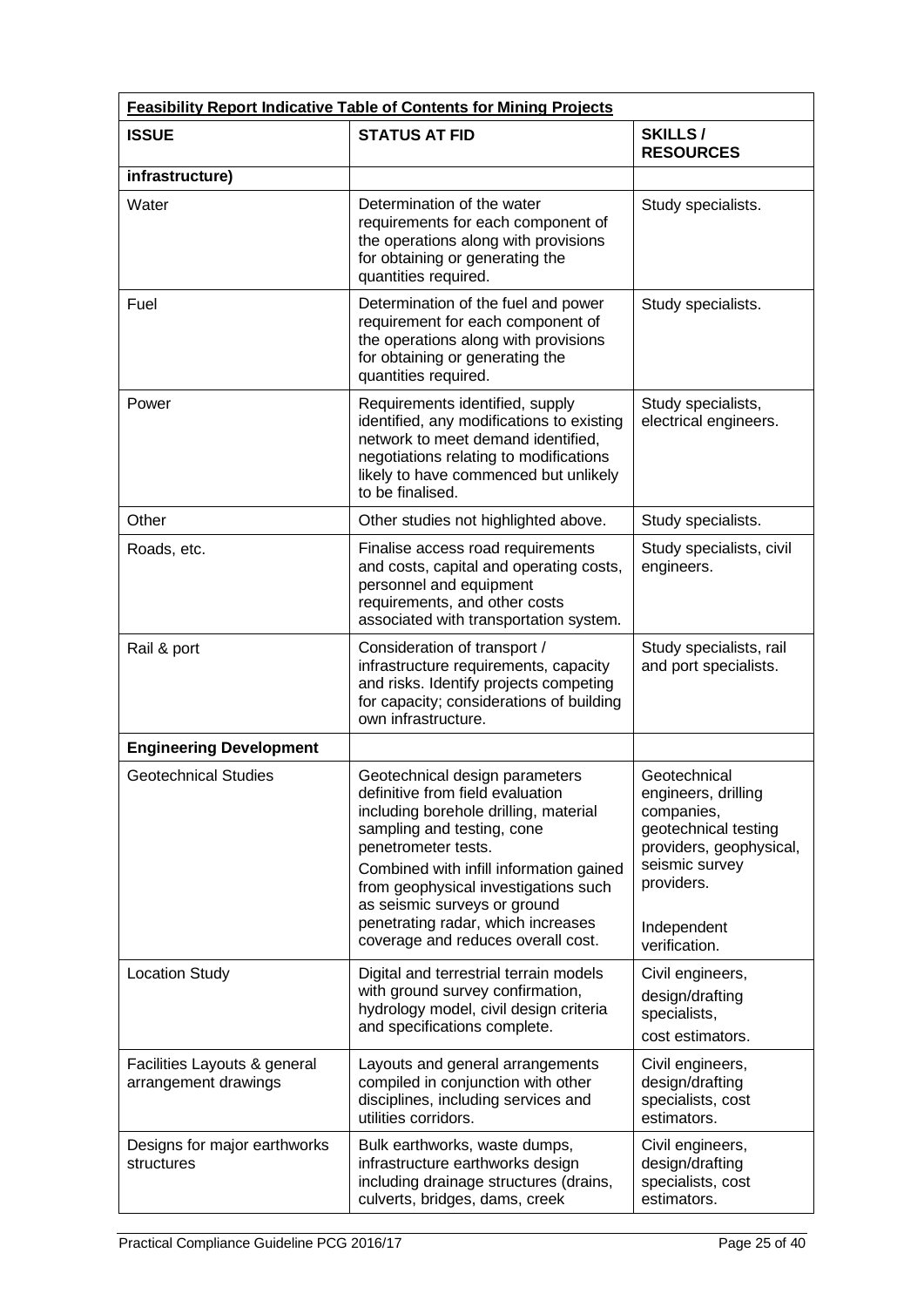| **Feasibility Report Indicative Table of Contents for Mining Projects** | | |
|---|---|---|
| **ISSUE** | **STATUS AT FID** | **SKILLS / RESOURCES** |
| **infrastructure)** | | |
| Water | Determination of the water requirements for each component of the operations along with provisions for obtaining or generating the quantities required. | Study specialists. |
| Fuel | Determination of the fuel and power requirement for each component of the operations along with provisions for obtaining or generating the quantities required. | Study specialists. |
| Power | Requirements identified, supply identified, any modifications to existing network to meet demand identified, negotiations relating to modifications likely to have commenced but unlikely to be finalised. | Study specialists, electrical engineers. |
| Other | Other studies not highlighted above. | Study specialists. |
| Roads, etc. | Finalise access road requirements and costs, capital and operating costs, personnel and equipment requirements, and other costs associated with transportation system. | Study specialists, civil engineers. |
| Rail & port | Consideration of transport / infrastructure requirements, capacity and risks. Identify projects competing for capacity; considerations of building own infrastructure. | Study specialists, rail and port specialists. |
| **Engineering Development** | | |
| Geotechnical Studies | Geotechnical design parameters definitive from field evaluation including borehole drilling, material sampling and testing, cone penetrometer tests.<br>Combined with infill information gained from geophysical investigations such as seismic surveys or ground penetrating radar, which increases coverage and reduces overall cost. | Geotechnical engineers, drilling companies, geotechnical testing providers, geophysical, seismic survey providers.<br><br>Independent verification. |
| Location Study | Digital and terrestrial terrain models with ground survey confirmation, hydrology model, civil design criteria and specifications complete. | Civil engineers, design/drafting specialists, cost estimators. |
| Facilities Layouts & general arrangement drawings | Layouts and general arrangements compiled in conjunction with other disciplines, including services and utilities corridors. | Civil engineers, design/drafting specialists, cost estimators. |
| Designs for major earthworks structures | Bulk earthworks, waste dumps, infrastructure earthworks design including drainage structures (drains, culverts, bridges, dams, creek | Civil engineers, design/drafting specialists, cost estimators. |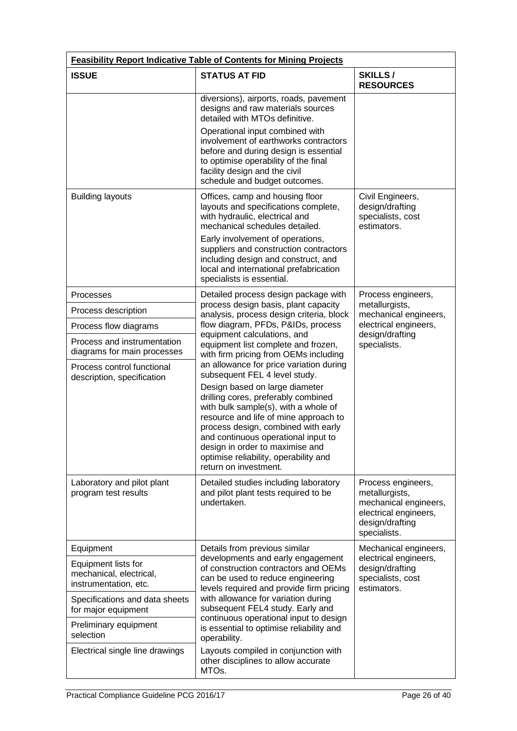| Feasibility Report Indicative Table of Contents for Mining Projects | | |
|---|---|---|
| **ISSUE** | **STATUS AT FID** | **SKILLS / RESOURCES** |
| | diversions), airports, roads, pavement designs and raw materials sources detailed with MTOs definitive.<br><br>Operational input combined with involvement of earthworks contractors before and during design is essential to optimise operability of the final facility design and the civil schedule and budget outcomes. | |
| Building layouts | Offices, camp and housing floor layouts and specifications complete, with hydraulic, electrical and mechanical schedules detailed.<br><br>Early involvement of operations, suppliers and construction contractors including design and construct, and local and international prefabrication specialists is essential. | Civil Engineers, design/drafting specialists, cost estimators. |
| Processes<br><br>Process description<br><br>Process flow diagrams<br><br>Process and instrumentation diagrams for main processes<br><br>Process control functional description, specification | Detailed process design package with process design basis, plant capacity analysis, process design criteria, block flow diagram, PFDs, P&IDs, process equipment calculations, and equipment list complete and frozen, with firm pricing from OEMs including an allowance for price variation during subsequent FEL 4 level study.<br><br>Design based on large diameter drilling cores, preferably combined with bulk sample(s), with a whole of resource and life of mine approach to process design, combined with early and continuous operational input to design in order to maximise and optimise reliability, operability and return on investment. | Process engineers, metallurgists, mechanical engineers, electrical engineers, design/drafting specialists. |
| Laboratory and pilot plant program test results | Detailed studies including laboratory and pilot plant tests required to be undertaken. | Process engineers, metallurgists, mechanical engineers, electrical engineers, design/drafting specialists. |
| Equipment<br><br>Equipment lists for mechanical, electrical, instrumentation, etc.<br><br>Specifications and data sheets for major equipment<br><br>Preliminary equipment selection<br><br>Electrical single line drawings | Details from previous similar developments and early engagement of construction contractors and OEMs can be used to reduce engineering levels required and provide firm pricing with allowance for variation during subsequent FEL4 study. Early and continuous operational input to design is essential to optimise reliability and operability.<br><br>Layouts compiled in conjunction with other disciplines to allow accurate MTOs. | Mechanical engineers, electrical engineers, design/drafting specialists, cost estimators. |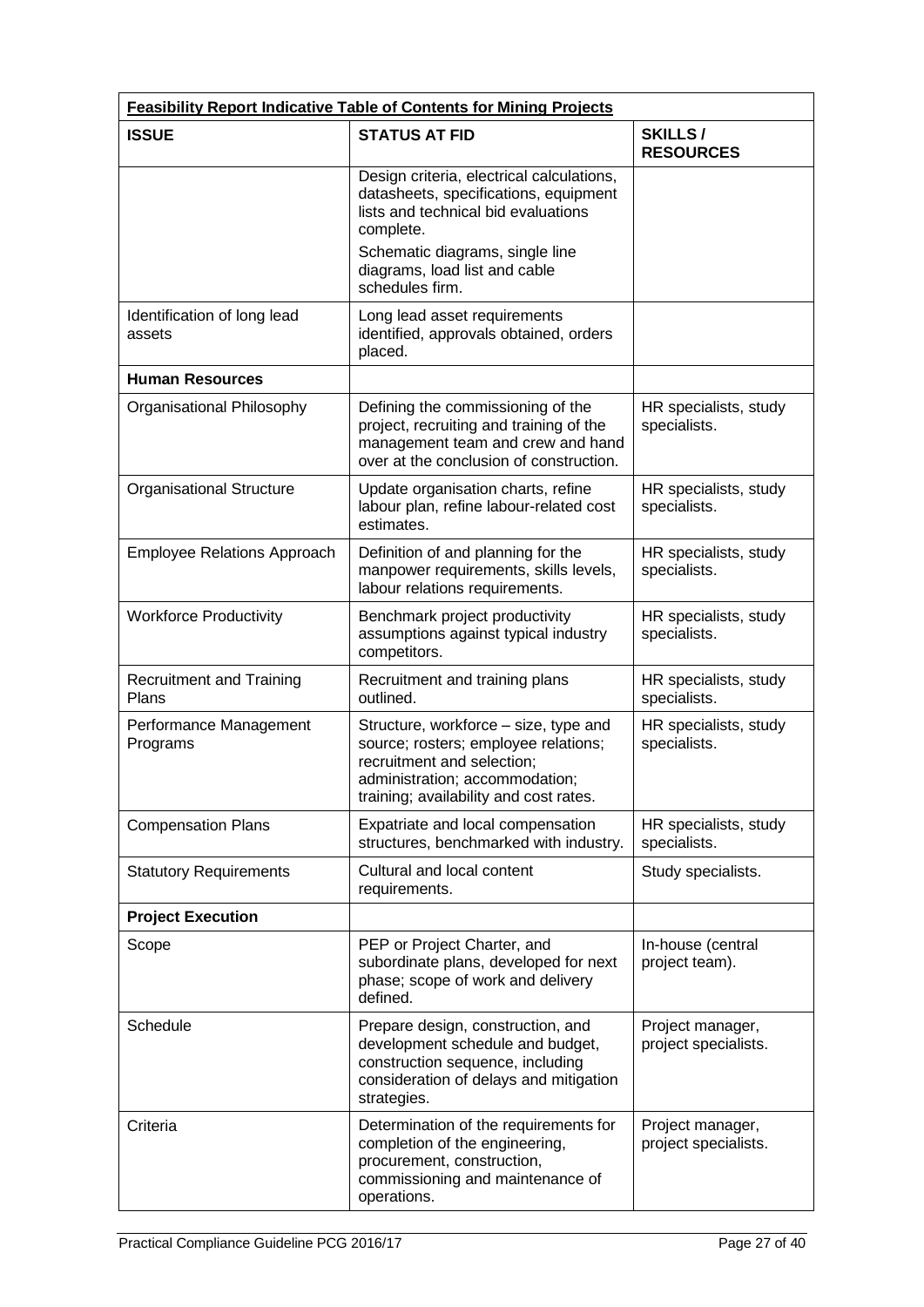| **Feasibility Report Indicative Table of Contents for Mining Projects** | | |
|---|---|---|
| **ISSUE** | **STATUS AT FID** | **SKILLS / RESOURCES** |
| | Design criteria, electrical calculations, datasheets, specifications, equipment lists and technical bid evaluations complete.<br>Schematic diagrams, single line diagrams, load list and cable schedules firm. | |
| Identification of long lead assets | Long lead asset requirements identified, approvals obtained, orders placed. | |
| **Human Resources** | | |
| Organisational Philosophy | Defining the commissioning of the project, recruiting and training of the management team and crew and hand over at the conclusion of construction. | HR specialists, study specialists. |
| Organisational Structure | Update organisation charts, refine labour plan, refine labour-related cost estimates. | HR specialists, study specialists. |
| Employee Relations Approach | Definition of and planning for the manpower requirements, skills levels, labour relations requirements. | HR specialists, study specialists. |
| Workforce Productivity | Benchmark project productivity assumptions against typical industry competitors. | HR specialists, study specialists. |
| Recruitment and Training Plans | Recruitment and training plans outlined. | HR specialists, study specialists. |
| Performance Management Programs | Structure, workforce – size, type and source; rosters; employee relations; recruitment and selection; administration; accommodation; training; availability and cost rates. | HR specialists, study specialists. |
| Compensation Plans | Expatriate and local compensation structures, benchmarked with industry. | HR specialists, study specialists. |
| Statutory Requirements | Cultural and local content requirements. | Study specialists. |
| **Project Execution** | | |
| Scope | PEP or Project Charter, and subordinate plans, developed for next phase; scope of work and delivery defined. | In-house (central project team). |
| Schedule | Prepare design, construction, and development schedule and budget, construction sequence, including consideration of delays and mitigation strategies. | Project manager, project specialists. |
| Criteria | Determination of the requirements for completion of the engineering, procurement, construction, commissioning and maintenance of operations. | Project manager, project specialists. |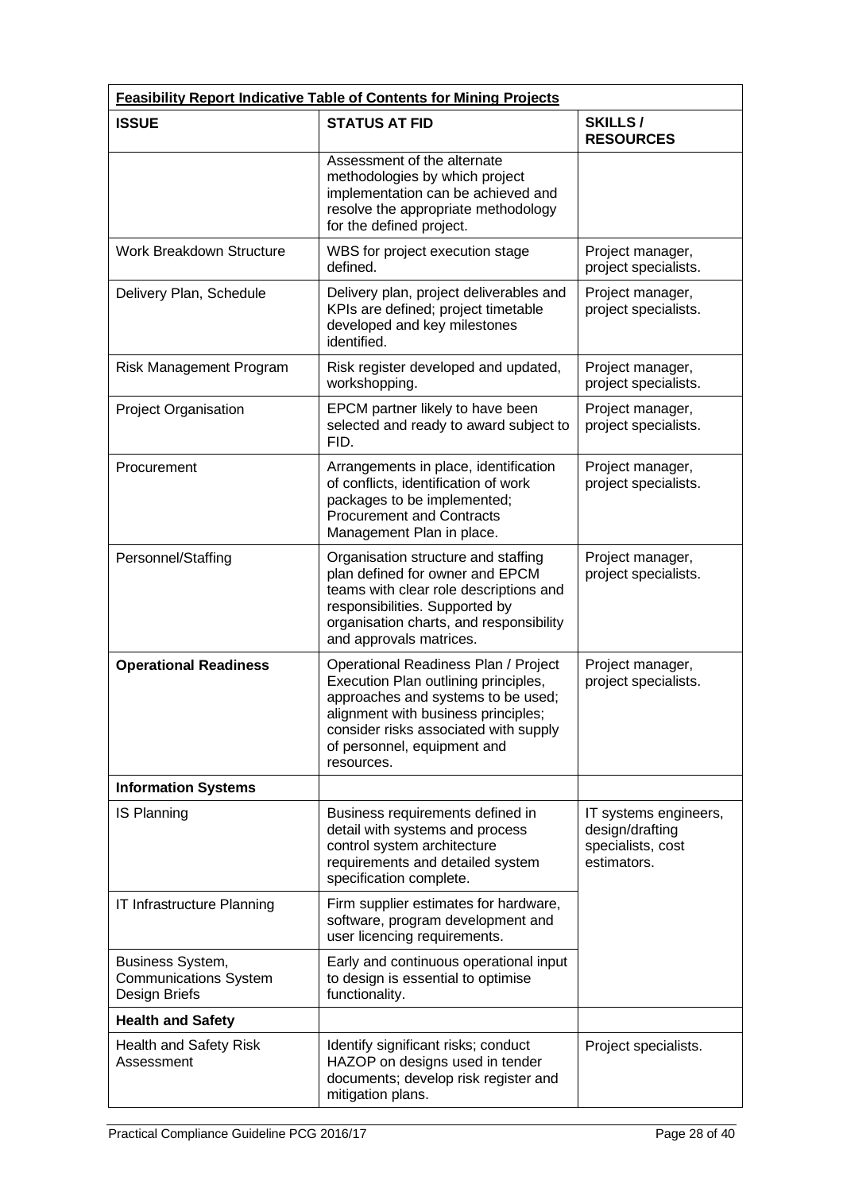| **Feasibility Report Indicative Table of Contents for Mining Projects** | | |
|---|---|---|
| **ISSUE** | **STATUS AT FID** | **SKILLS / RESOURCES** |
| | Assessment of the alternate methodologies by which project implementation can be achieved and resolve the appropriate methodology for the defined project. | |
| Work Breakdown Structure | WBS for project execution stage defined. | Project manager, project specialists. |
| Delivery Plan, Schedule | Delivery plan, project deliverables and KPIs are defined; project timetable developed and key milestones identified. | Project manager, project specialists. |
| Risk Management Program | Risk register developed and updated, workshopping. | Project manager, project specialists. |
| Project Organisation | EPCM partner likely to have been selected and ready to award subject to FID. | Project manager, project specialists. |
| Procurement | Arrangements in place, identification of conflicts, identification of work packages to be implemented; Procurement and Contracts Management Plan in place. | Project manager, project specialists. |
| Personnel/Staffing | Organisation structure and staffing plan defined for owner and EPCM teams with clear role descriptions and responsibilities. Supported by organisation charts, and responsibility and approvals matrices. | Project manager, project specialists. |
| **Operational Readiness** | Operational Readiness Plan / Project Execution Plan outlining principles, approaches and systems to be used; alignment with business principles; consider risks associated with supply of personnel, equipment and resources. | Project manager, project specialists. |
| **Information Systems** | | |
| IS Planning | Business requirements defined in detail with systems and process control system architecture requirements and detailed system specification complete. | IT systems engineers, design/drafting specialists, cost estimators. |
| IT Infrastructure Planning | Firm supplier estimates for hardware, software, program development and user licencing requirements. | |
| Business System, Communications System Design Briefs | Early and continuous operational input to design is essential to optimise functionality. | |
| **Health and Safety** | | |
| Health and Safety Risk Assessment | Identify significant risks; conduct HAZOP on designs used in tender documents; develop risk register and mitigation plans. | Project specialists. |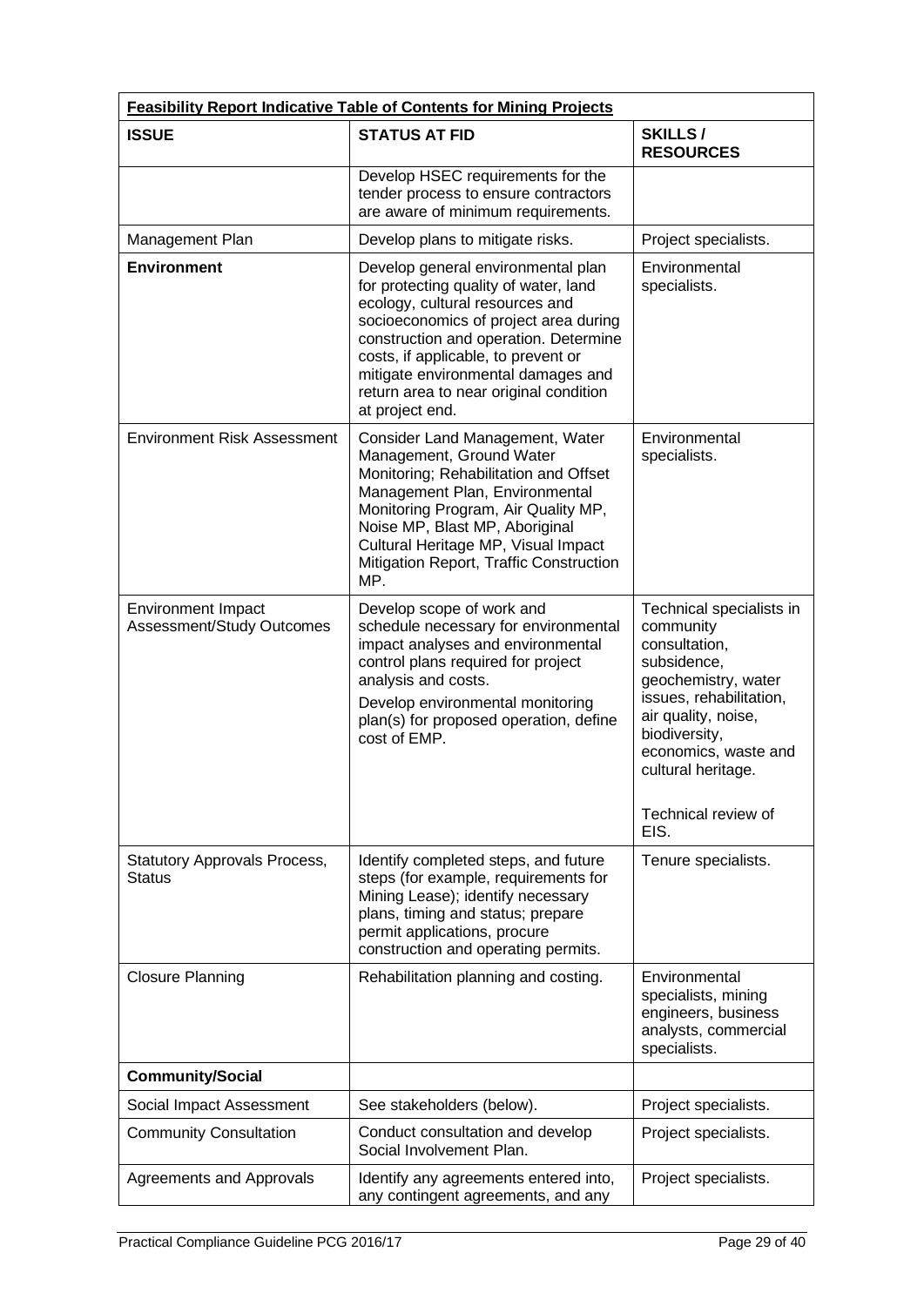| **Feasibility Report Indicative Table of Contents for Mining Projects** | | |
|---|---|---|
| **ISSUE** | **STATUS AT FID** | **SKILLS / RESOURCES** |
| | Develop HSEC requirements for the tender process to ensure contractors are aware of minimum requirements. | |
| Management Plan | Develop plans to mitigate risks. | Project specialists. |
| **Environment** | Develop general environmental plan for protecting quality of water, land ecology, cultural resources and socioeconomics of project area during construction and operation. Determine costs, if applicable, to prevent or mitigate environmental damages and return area to near original condition at project end. | Environmental specialists. |
| Environment Risk Assessment | Consider Land Management, Water Management, Ground Water Monitoring; Rehabilitation and Offset Management Plan, Environmental Monitoring Program, Air Quality MP, Noise MP, Blast MP, Aboriginal Cultural Heritage MP, Visual Impact Mitigation Report, Traffic Construction MP. | Environmental specialists. |
| Environment Impact Assessment/Study Outcomes | Develop scope of work and schedule necessary for environmental impact analyses and environmental control plans required for project analysis and costs.<br><br>Develop environmental monitoring plan(s) for proposed operation, define cost of EMP. | Technical specialists in community consultation, subsidence, geochemistry, water issues, rehabilitation, air quality, noise, biodiversity, economics, waste and cultural heritage.<br><br>Technical review of EIS. |
| Statutory Approvals Process, Status | Identify completed steps, and future steps (for example, requirements for Mining Lease); identify necessary plans, timing and status; prepare permit applications, procure construction and operating permits. | Tenure specialists. |
| Closure Planning | Rehabilitation planning and costing. | Environmental specialists, mining engineers, business analysts, commercial specialists. |
| **Community/Social** | | |
| Social Impact Assessment | See stakeholders (below). | Project specialists. |
| Community Consultation | Conduct consultation and develop Social Involvement Plan. | Project specialists. |
| Agreements and Approvals | Identify any agreements entered into, any contingent agreements, and any | Project specialists. |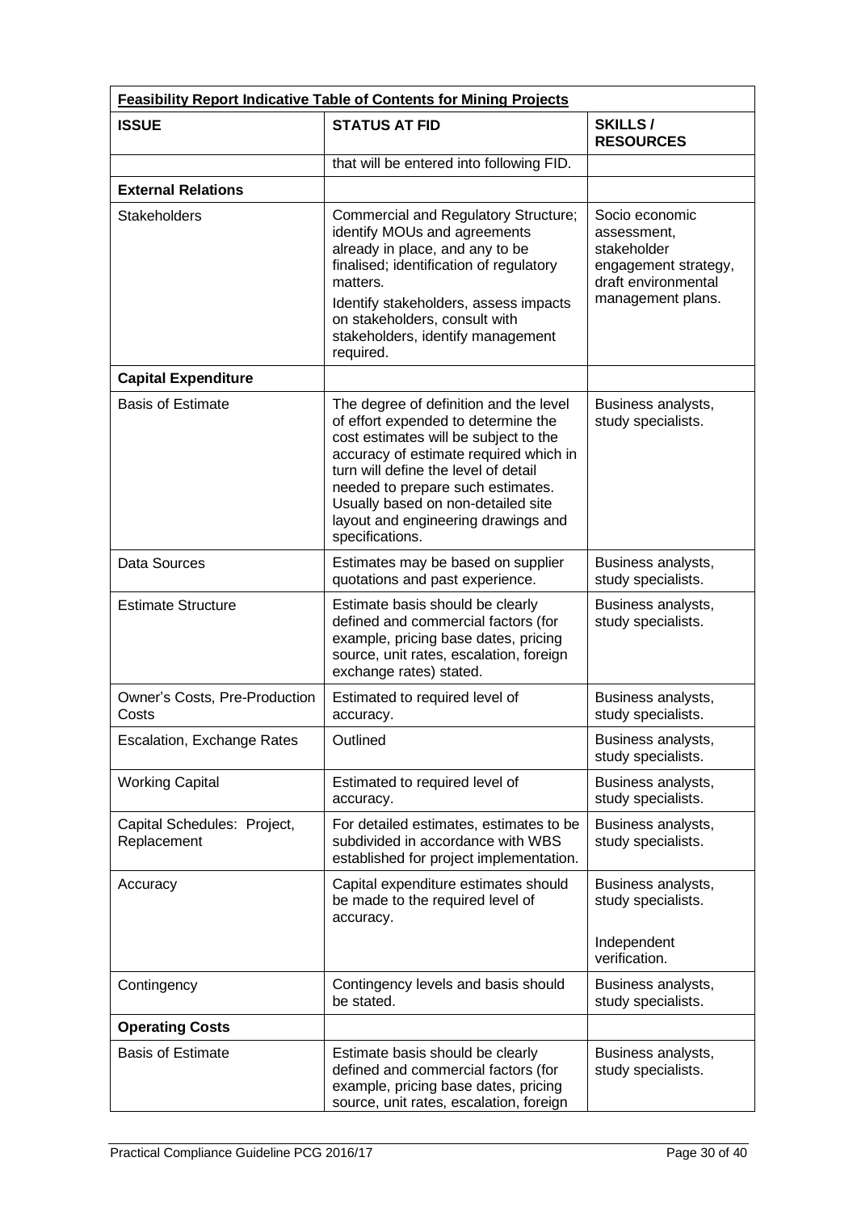| **Feasibility Report Indicative Table of Contents for Mining Projects** | | |
|---|---|---|
| **ISSUE** | **STATUS AT FID** | **SKILLS / RESOURCES** |
| | that will be entered into following FID. | |
| **External Relations** | | |
| Stakeholders | Commercial and Regulatory Structure; identify MOUs and agreements already in place, and any to be finalised; identification of regulatory matters.<br>Identify stakeholders, assess impacts on stakeholders, consult with stakeholders, identify management required. | Socio economic assessment, stakeholder engagement strategy, draft environmental management plans. |
| **Capital Expenditure** | | |
| Basis of Estimate | The degree of definition and the level of effort expended to determine the cost estimates will be subject to the accuracy of estimate required which in turn will define the level of detail needed to prepare such estimates. Usually based on non-detailed site layout and engineering drawings and specifications. | Business analysts, study specialists. |
| Data Sources | Estimates may be based on supplier quotations and past experience. | Business analysts, study specialists. |
| Estimate Structure | Estimate basis should be clearly defined and commercial factors (for example, pricing base dates, pricing source, unit rates, escalation, foreign exchange rates) stated. | Business analysts, study specialists. |
| Owner's Costs, Pre-Production Costs | Estimated to required level of accuracy. | Business analysts, study specialists. |
| Escalation, Exchange Rates | Outlined | Business analysts, study specialists. |
| Working Capital | Estimated to required level of accuracy. | Business analysts, study specialists. |
| Capital Schedules: Project, Replacement | For detailed estimates, estimates to be subdivided in accordance with WBS established for project implementation. | Business analysts, study specialists. |
| Accuracy | Capital expenditure estimates should be made to the required level of accuracy. | Business analysts, study specialists.<br>Independent verification. |
| Contingency | Contingency levels and basis should be stated. | Business analysts, study specialists. |
| **Operating Costs** | | |
| Basis of Estimate | Estimate basis should be clearly defined and commercial factors (for example, pricing base dates, pricing source, unit rates, escalation, foreign | Business analysts, study specialists. |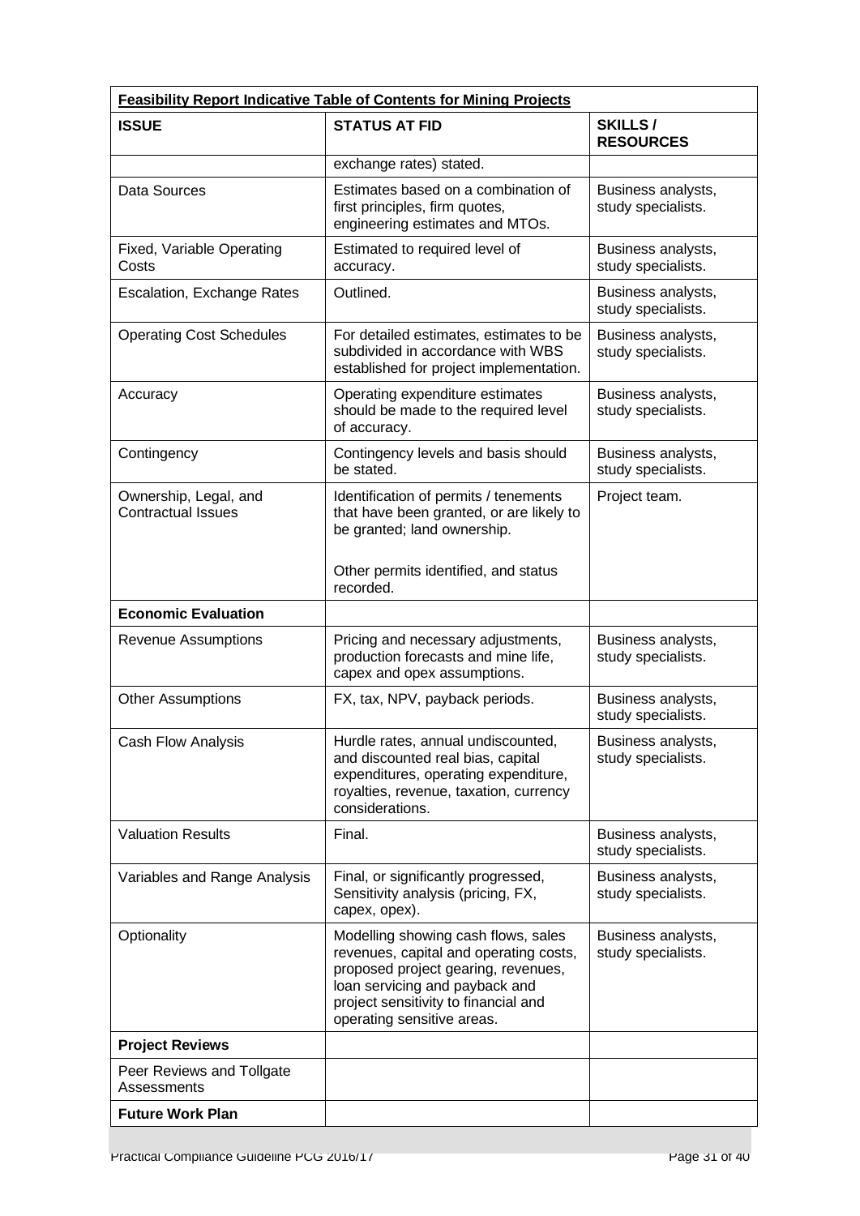| **Feasibility Report Indicative Table of Contents for Mining Projects** | | |
|---|---|---|
| **ISSUE** | **STATUS AT FID** | **SKILLS / RESOURCES** |
| | exchange rates) stated. | |
| Data Sources | Estimates based on a combination of first principles, firm quotes, engineering estimates and MTOs. | Business analysts, study specialists. |
| Fixed, Variable Operating Costs | Estimated to required level of accuracy. | Business analysts, study specialists. |
| Escalation, Exchange Rates | Outlined. | Business analysts, study specialists. |
| Operating Cost Schedules | For detailed estimates, estimates to be subdivided in accordance with WBS established for project implementation. | Business analysts, study specialists. |
| Accuracy | Operating expenditure estimates should be made to the required level of accuracy. | Business analysts, study specialists. |
| Contingency | Contingency levels and basis should be stated. | Business analysts, study specialists. |
| Ownership, Legal, and Contractual Issues | Identification of permits / tenements that have been granted, or are likely to be granted; land ownership.<br><br>Other permits identified, and status recorded. | Project team. |
| **Economic Evaluation** | | |
| Revenue Assumptions | Pricing and necessary adjustments, production forecasts and mine life, capex and opex assumptions. | Business analysts, study specialists. |
| Other Assumptions | FX, tax, NPV, payback periods. | Business analysts, study specialists. |
| Cash Flow Analysis | Hurdle rates, annual undiscounted, and discounted real bias, capital expenditures, operating expenditure, royalties, revenue, taxation, currency considerations. | Business analysts, study specialists. |
| Valuation Results | Final. | Business analysts, study specialists. |
| Variables and Range Analysis | Final, or significantly progressed, Sensitivity analysis (pricing, FX, capex, opex). | Business analysts, study specialists. |
| Optionality | Modelling showing cash flows, sales revenues, capital and operating costs, proposed project gearing, revenues, loan servicing and payback and project sensitivity to financial and operating sensitive areas. | Business analysts, study specialists. |
| **Project Reviews** | | |
| Peer Reviews and Tollgate Assessments | | |
| **Future Work Plan** | | |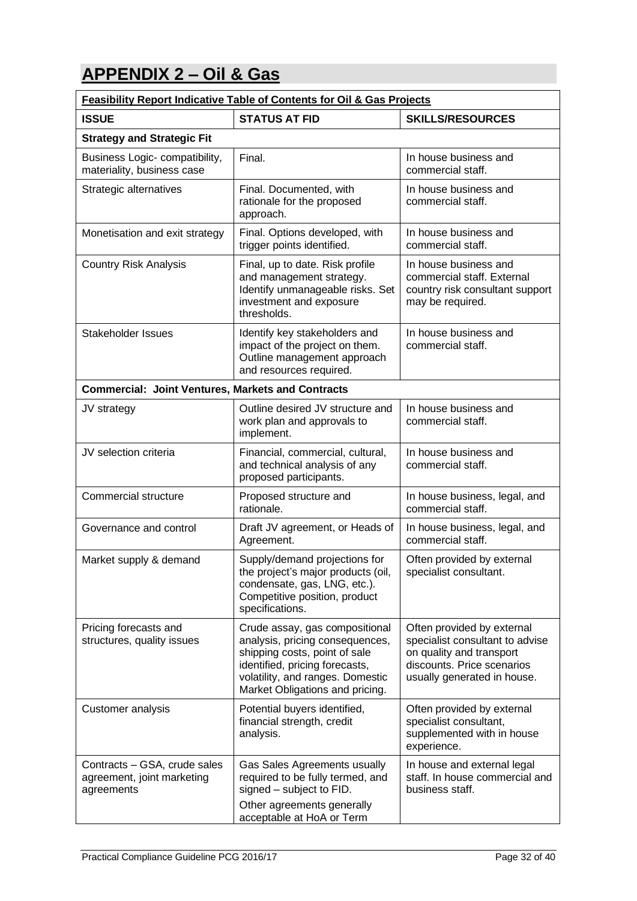# APPENDIX 2 – Oil & Gas

| **Feasibility Report Indicative Table of Contents for Oil & Gas Projects** | | |
|---|---|---|
| **ISSUE** | **STATUS AT FID** | **SKILLS/RESOURCES** |
| **Strategy and Strategic Fit** | | |
| Business Logic- compatibility, materiality, business case | Final. | In house business and commercial staff. |
| Strategic alternatives | Final. Documented, with rationale for the proposed approach. | In house business and commercial staff. |
| Monetisation and exit strategy | Final. Options developed, with trigger points identified. | In house business and commercial staff. |
| Country Risk Analysis | Final, up to date. Risk profile and management strategy. Identify unmanageable risks. Set investment and exposure thresholds. | In house business and commercial staff. External country risk consultant support may be required. |
| Stakeholder Issues | Identify key stakeholders and impact of the project on them. Outline management approach and resources required. | In house business and commercial staff. |
| **Commercial: Joint Ventures, Markets and Contracts** | | |
| JV strategy | Outline desired JV structure and work plan and approvals to implement. | In house business and commercial staff. |
| JV selection criteria | Financial, commercial, cultural, and technical analysis of any proposed participants. | In house business and commercial staff. |
| Commercial structure | Proposed structure and rationale. | In house business, legal, and commercial staff. |
| Governance and control | Draft JV agreement, or Heads of Agreement. | In house business, legal, and commercial staff. |
| Market supply & demand | Supply/demand projections for the project's major products (oil, condensate, gas, LNG, etc.). Competitive position, product specifications. | Often provided by external specialist consultant. |
| Pricing forecasts and structures, quality issues | Crude assay, gas compositional analysis, pricing consequences, shipping costs, point of sale identified, pricing forecasts, volatility, and ranges. Domestic Market Obligations and pricing. | Often provided by external specialist consultant to advise on quality and transport discounts. Price scenarios usually generated in house. |
| Customer analysis | Potential buyers identified, financial strength, credit analysis. | Often provided by external specialist consultant, supplemented with in house experience. |
| Contracts – GSA, crude sales agreement, joint marketing agreements | Gas Sales Agreements usually required to be fully termed, and signed – subject to FID. Other agreements generally acceptable at HoA or Term | In house and external legal staff. In house commercial and business staff. |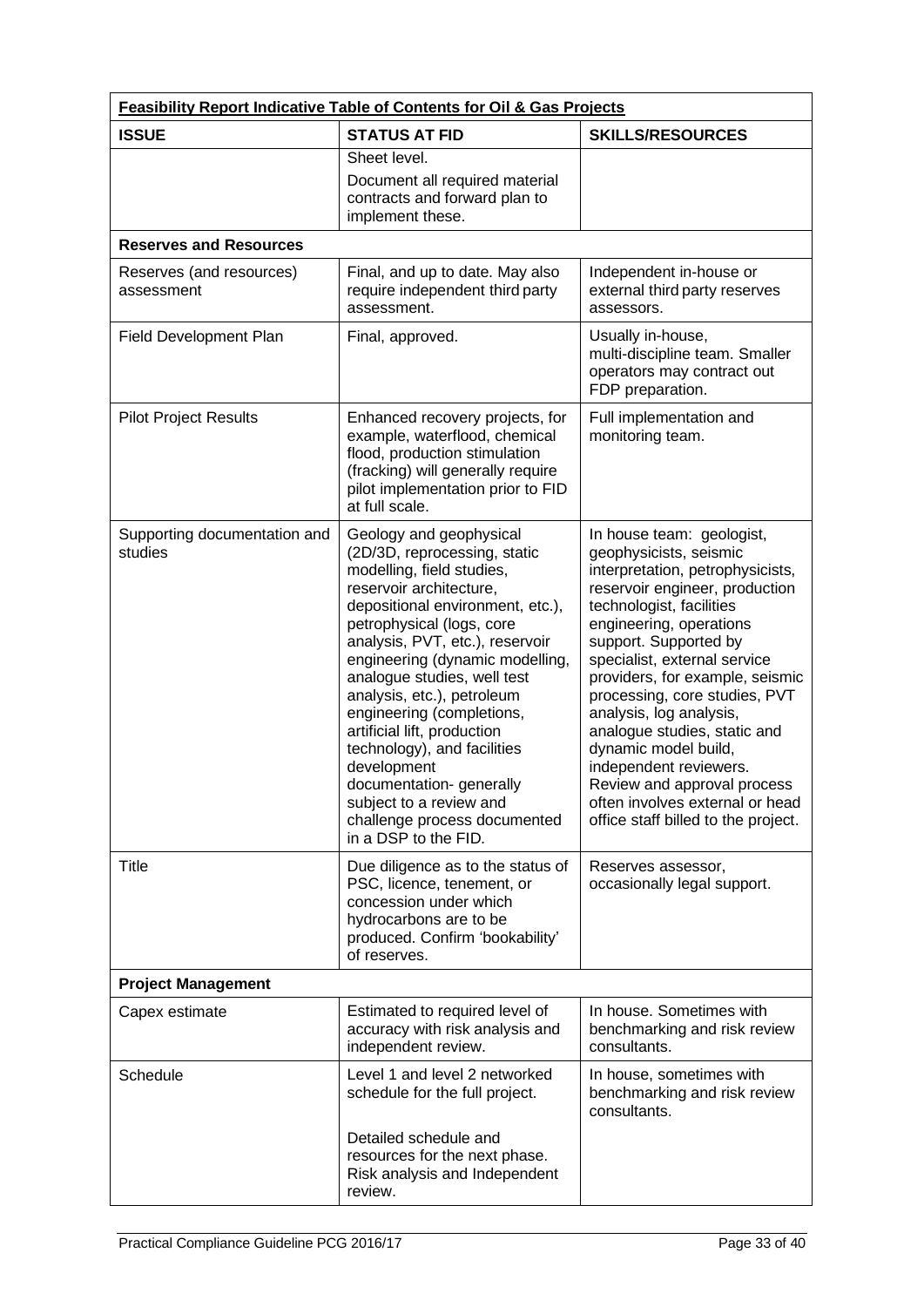| **Feasibility Report Indicative Table of Contents for Oil & Gas Projects** | | |
|---|---|---|
| **ISSUE** | **STATUS AT FID** | **SKILLS/RESOURCES** |
| | Sheet level.<br>Document all required material contracts and forward plan to implement these. | |
| **Reserves and Resources** | | |
| Reserves (and resources) assessment | Final, and up to date. May also require independent third party assessment. | Independent in-house or external third party reserves assessors. |
| Field Development Plan | Final, approved. | Usually in-house, multi-discipline team. Smaller operators may contract out FDP preparation. |
| Pilot Project Results | Enhanced recovery projects, for example, waterflood, chemical flood, production stimulation (fracking) will generally require pilot implementation prior to FID at full scale. | Full implementation and monitoring team. |
| Supporting documentation and studies | Geology and geophysical (2D/3D, reprocessing, static modelling, field studies, reservoir architecture, depositional environment, etc.), petrophysical (logs, core analysis, PVT, etc.), reservoir engineering (dynamic modelling, analogue studies, well test analysis, etc.), petroleum engineering (completions, artificial lift, production technology), and facilities development documentation- generally subject to a review and challenge process documented in a DSP to the FID. | In house team: geologist, geophysicists, seismic interpretation, petrophysicists, reservoir engineer, production technologist, facilities engineering, operations support. Supported by specialist, external service providers, for example, seismic processing, core studies, PVT analysis, log analysis, analogue studies, static and dynamic model build, independent reviewers. Review and approval process often involves external or head office staff billed to the project. |
| Title | Due diligence as to the status of PSC, licence, tenement, or concession under which hydrocarbons are to be produced. Confirm 'bookability' of reserves. | Reserves assessor, occasionally legal support. |
| **Project Management** | | |
| Capex estimate | Estimated to required level of accuracy with risk analysis and independent review. | In house. Sometimes with benchmarking and risk review consultants. |
| Schedule | Level 1 and level 2 networked schedule for the full project.<br><br>Detailed schedule and resources for the next phase. Risk analysis and Independent review. | In house, sometimes with benchmarking and risk review consultants. |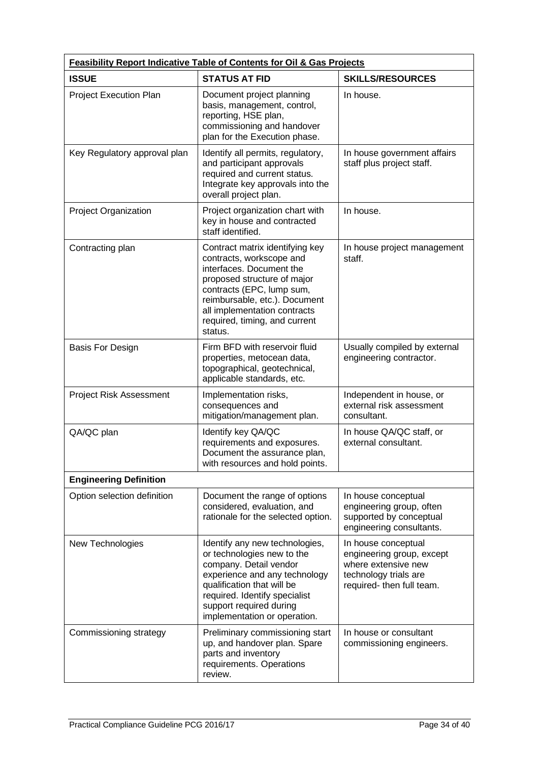| **Feasibility Report Indicative Table of Contents for Oil & Gas Projects** | | |
|---|---|---|
| **ISSUE** | **STATUS AT FID** | **SKILLS/RESOURCES** |
| Project Execution Plan | Document project planning basis, management, control, reporting, HSE plan, commissioning and handover plan for the Execution phase. | In house. |
| Key Regulatory approval plan | Identify all permits, regulatory, and participant approvals required and current status. Integrate key approvals into the overall project plan. | In house government affairs staff plus project staff. |
| Project Organization | Project organization chart with key in house and contracted staff identified. | In house. |
| Contracting plan | Contract matrix identifying key contracts, workscope and interfaces. Document the proposed structure of major contracts (EPC, lump sum, reimbursable, etc.). Document all implementation contracts required, timing, and current status. | In house project management staff. |
| Basis For Design | Firm BFD with reservoir fluid properties, metocean data, topographical, geotechnical, applicable standards, etc. | Usually compiled by external engineering contractor. |
| Project Risk Assessment | Implementation risks, consequences and mitigation/management plan. | Independent in house, or external risk assessment consultant. |
| QA/QC plan | Identify key QA/QC requirements and exposures. Document the assurance plan, with resources and hold points. | In house QA/QC staff, or external consultant. |
| **Engineering Definition** | | |
| Option selection definition | Document the range of options considered, evaluation, and rationale for the selected option. | In house conceptual engineering group, often supported by conceptual engineering consultants. |
| New Technologies | Identify any new technologies, or technologies new to the company. Detail vendor experience and any technology qualification that will be required. Identify specialist support required during implementation or operation. | In house conceptual engineering group, except where extensive new technology trials are required- then full team. |
| Commissioning strategy | Preliminary commissioning start up, and handover plan. Spare parts and inventory requirements. Operations review. | In house or consultant commissioning engineers. |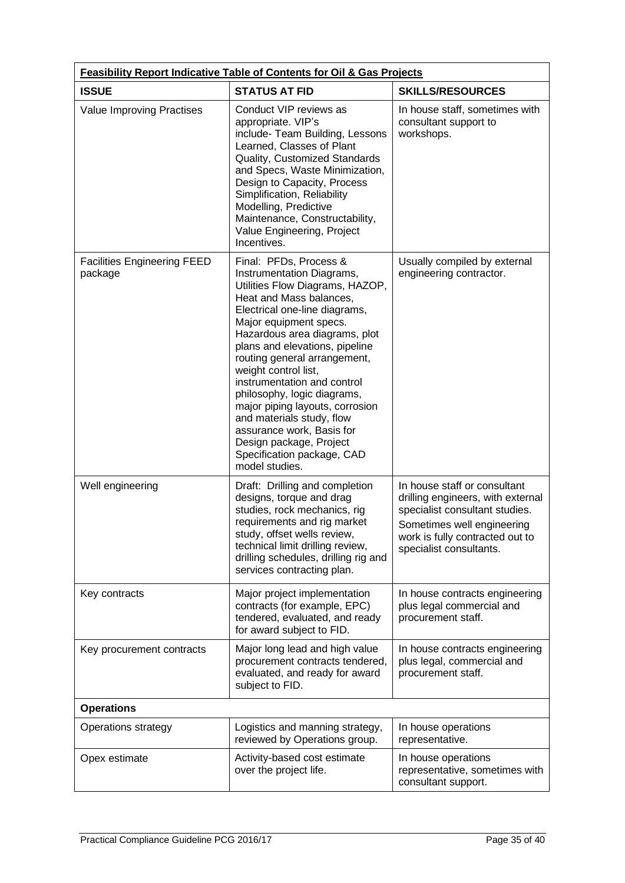| **Feasibility Report Indicative Table of Contents for Oil & Gas Projects** | | |
|---|---|---|
| **ISSUE** | **STATUS AT FID** | **SKILLS/RESOURCES** |
| Value Improving Practises | Conduct VIP reviews as appropriate. VIP's include- Team Building, Lessons Learned, Classes of Plant Quality, Customized Standards and Specs, Waste Minimization, Design to Capacity, Process Simplification, Reliability Modelling, Predictive Maintenance, Constructability, Value Engineering, Project Incentives. | In house staff, sometimes with consultant support to workshops. |
| Facilities Engineering FEED package | Final: PFDs, Process & Instrumentation Diagrams, Utilities Flow Diagrams, HAZOP, Heat and Mass balances, Electrical one-line diagrams, Major equipment specs. Hazardous area diagrams, plot plans and elevations, pipeline routing general arrangement, weight control list, instrumentation and control philosophy, logic diagrams, major piping layouts, corrosion and materials study, flow assurance work, Basis for Design package, Project Specification package, CAD model studies. | Usually compiled by external engineering contractor. |
| Well engineering | Draft: Drilling and completion designs, torque and drag studies, rock mechanics, rig requirements and rig market study, offset wells review, technical limit drilling review, drilling schedules, drilling rig and services contracting plan. | In house staff or consultant drilling engineers, with external specialist consultant studies. Sometimes well engineering work is fully contracted out to specialist consultants. |
| Key contracts | Major project implementation contracts (for example, EPC) tendered, evaluated, and ready for award subject to FID. | In house contracts engineering plus legal commercial and procurement staff. |
| Key procurement contracts | Major long lead and high value procurement contracts tendered, evaluated, and ready for award subject to FID. | In house contracts engineering plus legal, commercial and procurement staff. |
| **Operations** | | |
| Operations strategy | Logistics and manning strategy, reviewed by Operations group. | In house operations representative. |
| Opex estimate | Activity-based cost estimate over the project life. | In house operations representative, sometimes with consultant support. |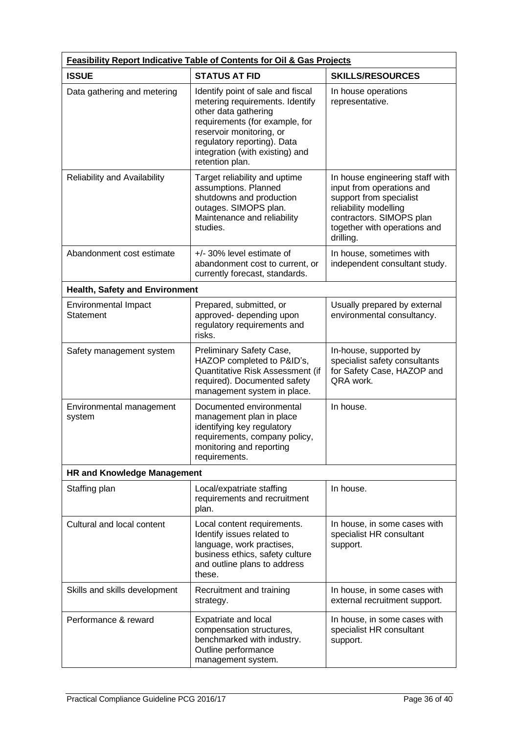| **Feasibility Report Indicative Table of Contents for Oil & Gas Projects** | | |
|---|---|---|
| **ISSUE** | **STATUS AT FID** | **SKILLS/RESOURCES** |
| Data gathering and metering | Identify point of sale and fiscal metering requirements. Identify other data gathering requirements (for example, for reservoir monitoring, or regulatory reporting). Data integration (with existing) and retention plan. | In house operations representative. |
| Reliability and Availability | Target reliability and uptime assumptions. Planned shutdowns and production outages. SIMOPS plan. Maintenance and reliability studies. | In house engineering staff with input from operations and support from specialist reliability modelling contractors. SIMOPS plan together with operations and drilling. |
| Abandonment cost estimate | +/- 30% level estimate of abandonment cost to current, or currently forecast, standards. | In house, sometimes with independent consultant study. |
| **Health, Safety and Environment** | | |
| Environmental Impact Statement | Prepared, submitted, or approved- depending upon regulatory requirements and risks. | Usually prepared by external environmental consultancy. |
| Safety management system | Preliminary Safety Case, HAZOP completed to P&ID's, Quantitative Risk Assessment (if required). Documented safety management system in place. | In-house, supported by specialist safety consultants for Safety Case, HAZOP and QRA work. |
| Environmental management system | Documented environmental management plan in place identifying key regulatory requirements, company policy, monitoring and reporting requirements. | In house. |
| **HR and Knowledge Management** | | |
| Staffing plan | Local/expatriate staffing requirements and recruitment plan. | In house. |
| Cultural and local content | Local content requirements. Identify issues related to language, work practises, business ethics, safety culture and outline plans to address these. | In house, in some cases with specialist HR consultant support. |
| Skills and skills development | Recruitment and training strategy. | In house, in some cases with external recruitment support. |
| Performance & reward | Expatriate and local compensation structures, benchmarked with industry. Outline performance management system. | In house, in some cases with specialist HR consultant support. |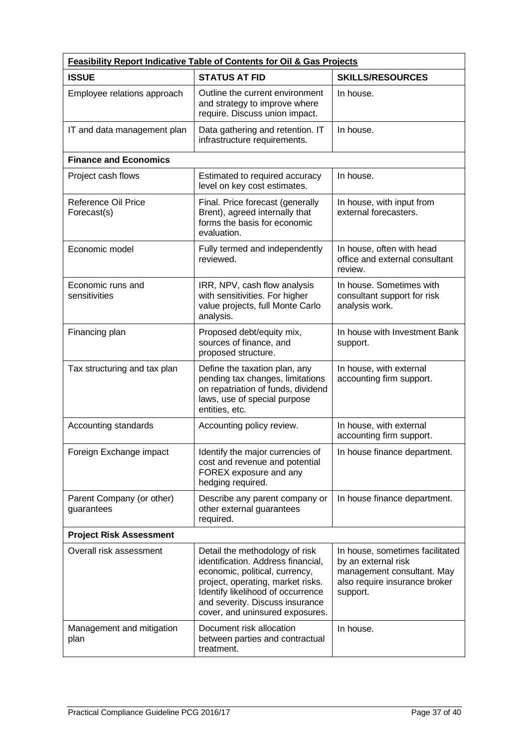| **Feasibility Report Indicative Table of Contents for Oil & Gas Projects** | | |
|---|---|---|
| **ISSUE** | **STATUS AT FID** | **SKILLS/RESOURCES** |
| Employee relations approach | Outline the current environment and strategy to improve where require. Discuss union impact. | In house. |
| IT and data management plan | Data gathering and retention. IT infrastructure requirements. | In house. |
| **Finance and Economics** | | |
| Project cash flows | Estimated to required accuracy level on key cost estimates. | In house. |
| Reference Oil Price Forecast(s) | Final. Price forecast (generally Brent), agreed internally that forms the basis for economic evaluation. | In house, with input from external forecasters. |
| Economic model | Fully termed and independently reviewed. | In house, often with head office and external consultant review. |
| Economic runs and sensitivities | IRR, NPV, cash flow analysis with sensitivities. For higher value projects, full Monte Carlo analysis. | In house. Sometimes with consultant support for risk analysis work. |
| Financing plan | Proposed debt/equity mix, sources of finance, and proposed structure. | In house with Investment Bank support. |
| Tax structuring and tax plan | Define the taxation plan, any pending tax changes, limitations on repatriation of funds, dividend laws, use of special purpose entities, etc. | In house, with external accounting firm support. |
| Accounting standards | Accounting policy review. | In house, with external accounting firm support. |
| Foreign Exchange impact | Identify the major currencies of cost and revenue and potential FOREX exposure and any hedging required. | In house finance department. |
| Parent Company (or other) guarantees | Describe any parent company or other external guarantees required. | In house finance department. |
| **Project Risk Assessment** | | |
| Overall risk assessment | Detail the methodology of risk identification. Address financial, economic, political, currency, project, operating, market risks. Identify likelihood of occurrence and severity. Discuss insurance cover, and uninsured exposures. | In house, sometimes facilitated by an external risk management consultant. May also require insurance broker support. |
| Management and mitigation plan | Document risk allocation between parties and contractual treatment. | In house. |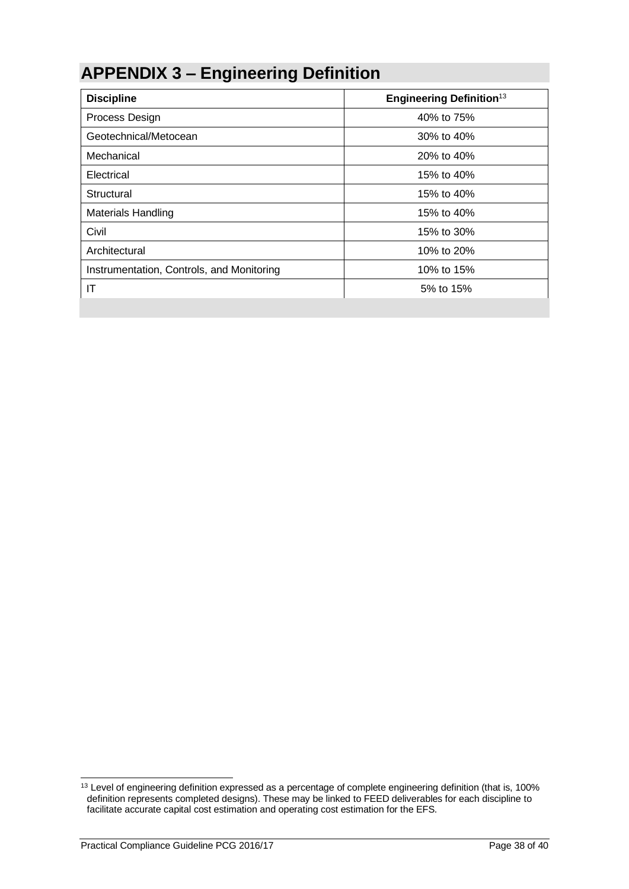# APPENDIX 3 – Engineering Definition

| Discipline | Engineering Definition[13] |
|---|---|
| Process Design | 40% to 75% |
| Geotechnical/Metocean | 30% to 40% |
| Mechanical | 20% to 40% |
| Electrical | 15% to 40% |
| Structural | 15% to 40% |
| Materials Handling | 15% to 40% |
| Civil | 15% to 30% |
| Architectural | 10% to 20% |
| Instrumentation, Controls, and Monitoring | 10% to 15% |
| IT | 5% to 15% |

[13] Level of engineering definition expressed as a percentage of complete engineering definition (that is, 100% definition represents completed designs). These may be linked to FEED deliverables for each discipline to facilitate accurate capital cost estimation and operating cost estimation for the EFS.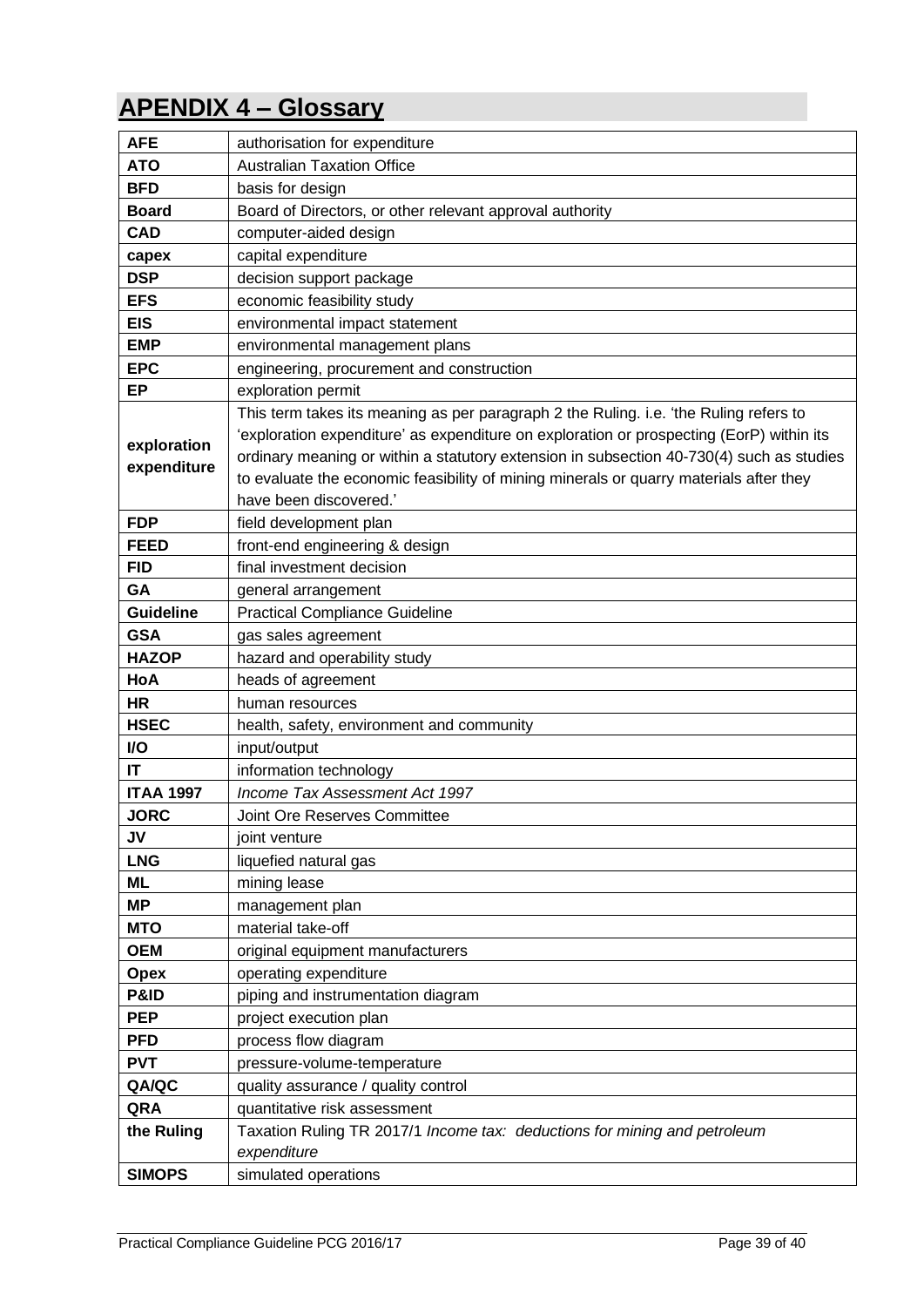# APENDIX 4 – Glossary

| | |
|---|---|
| **AFE** | authorisation for expenditure |
| **ATO** | Australian Taxation Office |
| **BFD** | basis for design |
| **Board** | Board of Directors, or other relevant approval authority |
| **CAD** | computer-aided design |
| **capex** | capital expenditure |
| **DSP** | decision support package |
| **EFS** | economic feasibility study |
| **EIS** | environmental impact statement |
| **EMP** | environmental management plans |
| **EPC** | engineering, procurement and construction |
| **EP** | exploration permit |
| **exploration expenditure** | This term takes its meaning as per paragraph 2 the Ruling. i.e. 'the Ruling refers to 'exploration expenditure' as expenditure on exploration or prospecting (EorP) within its ordinary meaning or within a statutory extension in subsection 40-730(4) such as studies to evaluate the economic feasibility of mining minerals or quarry materials after they have been discovered.' |
| **FDP** | field development plan |
| **FEED** | front-end engineering & design |
| **FID** | final investment decision |
| **GA** | general arrangement |
| **Guideline** | Practical Compliance Guideline |
| **GSA** | gas sales agreement |
| **HAZOP** | hazard and operability study |
| **HoA** | heads of agreement |
| **HR** | human resources |
| **HSEC** | health, safety, environment and community |
| **I/O** | input/output |
| **IT** | information technology |
| **ITAA 1997** | *Income Tax Assessment Act 1997* |
| **JORC** | Joint Ore Reserves Committee |
| **JV** | joint venture |
| **LNG** | liquefied natural gas |
| **ML** | mining lease |
| **MP** | management plan |
| **MTO** | material take-off |
| **OEM** | original equipment manufacturers |
| **Opex** | operating expenditure |
| **P&ID** | piping and instrumentation diagram |
| **PEP** | project execution plan |
| **PFD** | process flow diagram |
| **PVT** | pressure-volume-temperature |
| **QA/QC** | quality assurance / quality control |
| **QRA** | quantitative risk assessment |
| **the Ruling** | Taxation Ruling TR 2017/1 *Income tax: deductions for mining and petroleum expenditure* |
| **SIMOPS** | simulated operations |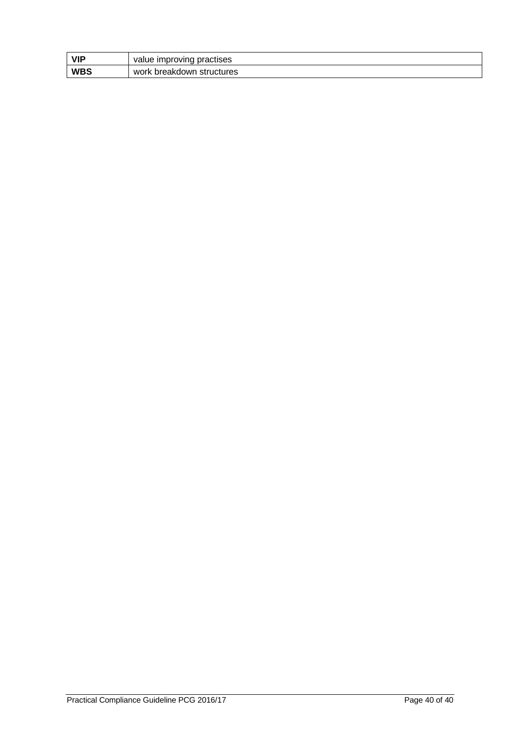| | |
|---|---|
| **VIP** | value improving practises |
| **WBS** | work breakdown structures |